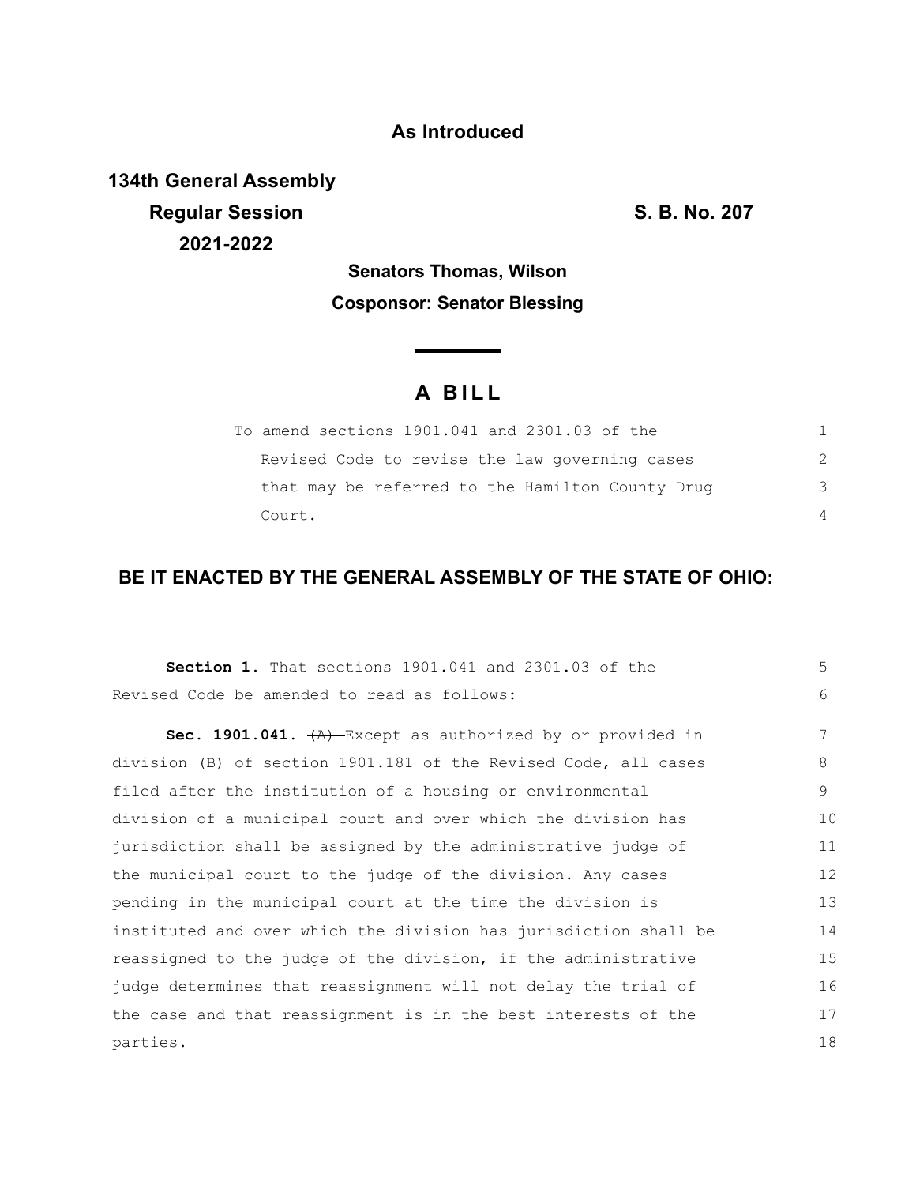**As Introduced**

**134th General Assembly**
**Regular Session** **S. B. No. 207**
**2021-2022**

**Senators Thomas, Wilson**

**Cosponsor: Senator Blessing**

# A BILL

To amend sections 1901.041 and 2301.03 of the Revised Code to revise the law governing cases that may be referred to the Hamilton County Drug Court.

## BE IT ENACTED BY THE GENERAL ASSEMBLY OF THE STATE OF OHIO:

**Section 1.** That sections 1901.041 and 2301.03 of the Revised Code be amended to read as follows:

**Sec. 1901.041.** ~~(A)~~ Except as authorized by or provided in division (B) of section 1901.181 of the Revised Code, all cases filed after the institution of a housing or environmental division of a municipal court and over which the division has jurisdiction shall be assigned by the administrative judge of the municipal court to the judge of the division. Any cases pending in the municipal court at the time the division is instituted and over which the division has jurisdiction shall be reassigned to the judge of the division, if the administrative judge determines that reassignment will not delay the trial of the case and that reassignment is in the best interests of the parties.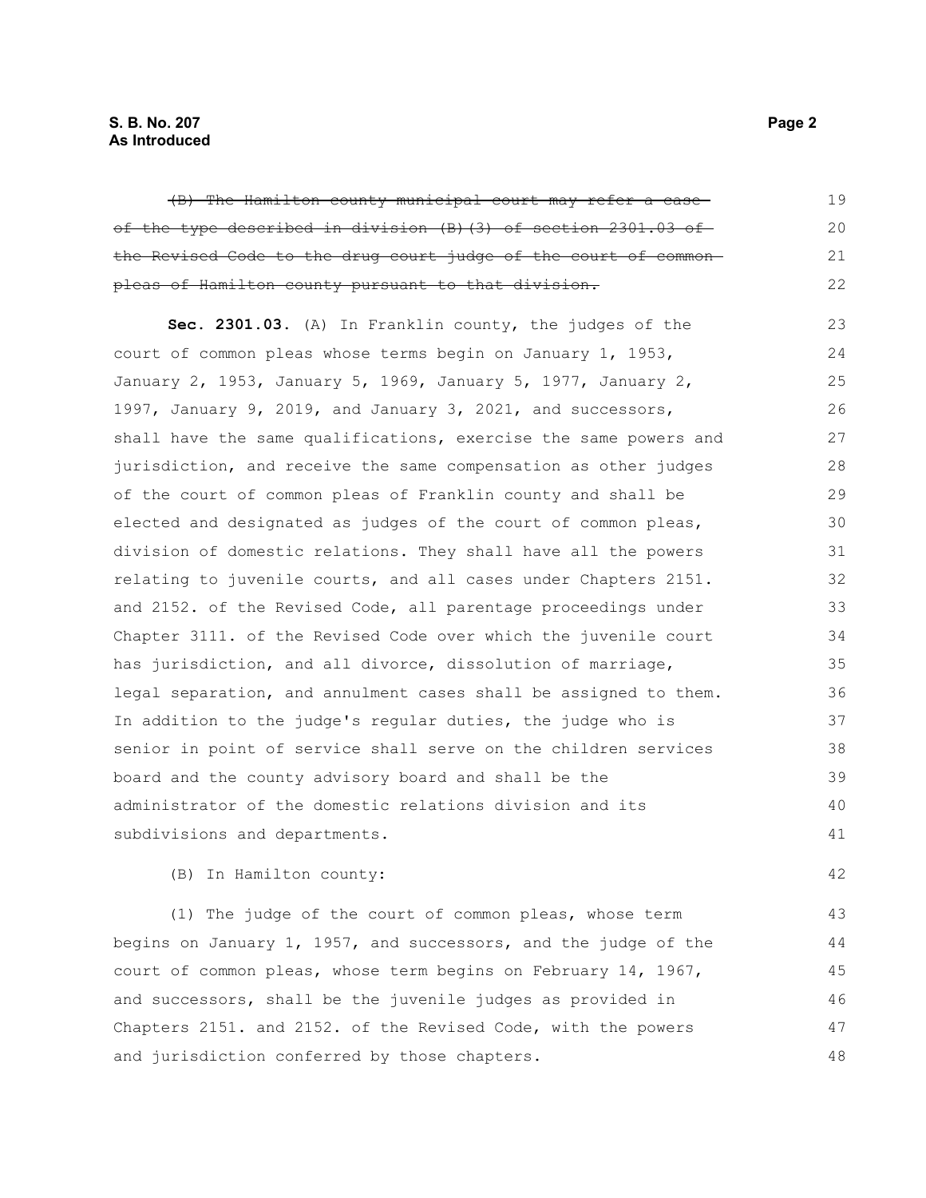~~(B) The Hamilton county municipal court may refer a case of the type described in division (B)(3) of section 2301.03 of the Revised Code to the drug court judge of the court of common pleas of Hamilton county pursuant to that division.~~

**Sec. 2301.03.** (A) In Franklin county, the judges of the court of common pleas whose terms begin on January 1, 1953, January 2, 1953, January 5, 1969, January 5, 1977, January 2, 1997, January 9, 2019, and January 3, 2021, and successors, shall have the same qualifications, exercise the same powers and jurisdiction, and receive the same compensation as other judges of the court of common pleas of Franklin county and shall be elected and designated as judges of the court of common pleas, division of domestic relations. They shall have all the powers relating to juvenile courts, and all cases under Chapters 2151. and 2152. of the Revised Code, all parentage proceedings under Chapter 3111. of the Revised Code over which the juvenile court has jurisdiction, and all divorce, dissolution of marriage, legal separation, and annulment cases shall be assigned to them. In addition to the judge's regular duties, the judge who is senior in point of service shall serve on the children services board and the county advisory board and shall be the administrator of the domestic relations division and its subdivisions and departments.

(B) In Hamilton county:

(1) The judge of the court of common pleas, whose term begins on January 1, 1957, and successors, and the judge of the court of common pleas, whose term begins on February 14, 1967, and successors, shall be the juvenile judges as provided in Chapters 2151. and 2152. of the Revised Code, with the powers and jurisdiction conferred by those chapters.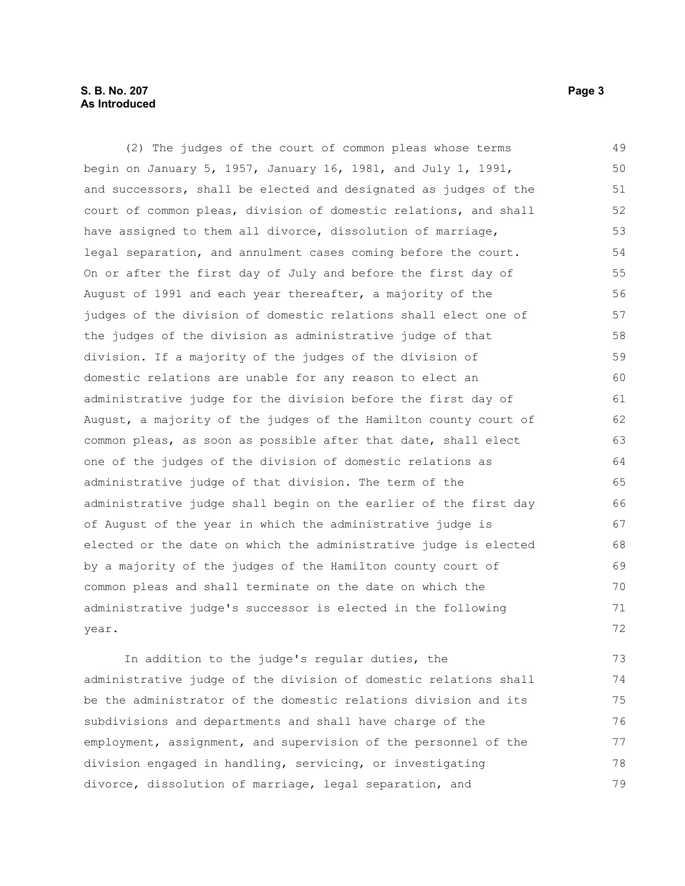(2) The judges of the court of common pleas whose terms begin on January 5, 1957, January 16, 1981, and July 1, 1991, and successors, shall be elected and designated as judges of the court of common pleas, division of domestic relations, and shall have assigned to them all divorce, dissolution of marriage, legal separation, and annulment cases coming before the court. On or after the first day of July and before the first day of August of 1991 and each year thereafter, a majority of the judges of the division of domestic relations shall elect one of the judges of the division as administrative judge of that division. If a majority of the judges of the division of domestic relations are unable for any reason to elect an administrative judge for the division before the first day of August, a majority of the judges of the Hamilton county court of common pleas, as soon as possible after that date, shall elect one of the judges of the division of domestic relations as administrative judge of that division. The term of the administrative judge shall begin on the earlier of the first day of August of the year in which the administrative judge is elected or the date on which the administrative judge is elected by a majority of the judges of the Hamilton county court of common pleas and shall terminate on the date on which the administrative judge's successor is elected in the following year.

In addition to the judge's regular duties, the administrative judge of the division of domestic relations shall be the administrator of the domestic relations division and its subdivisions and departments and shall have charge of the employment, assignment, and supervision of the personnel of the division engaged in handling, servicing, or investigating divorce, dissolution of marriage, legal separation, and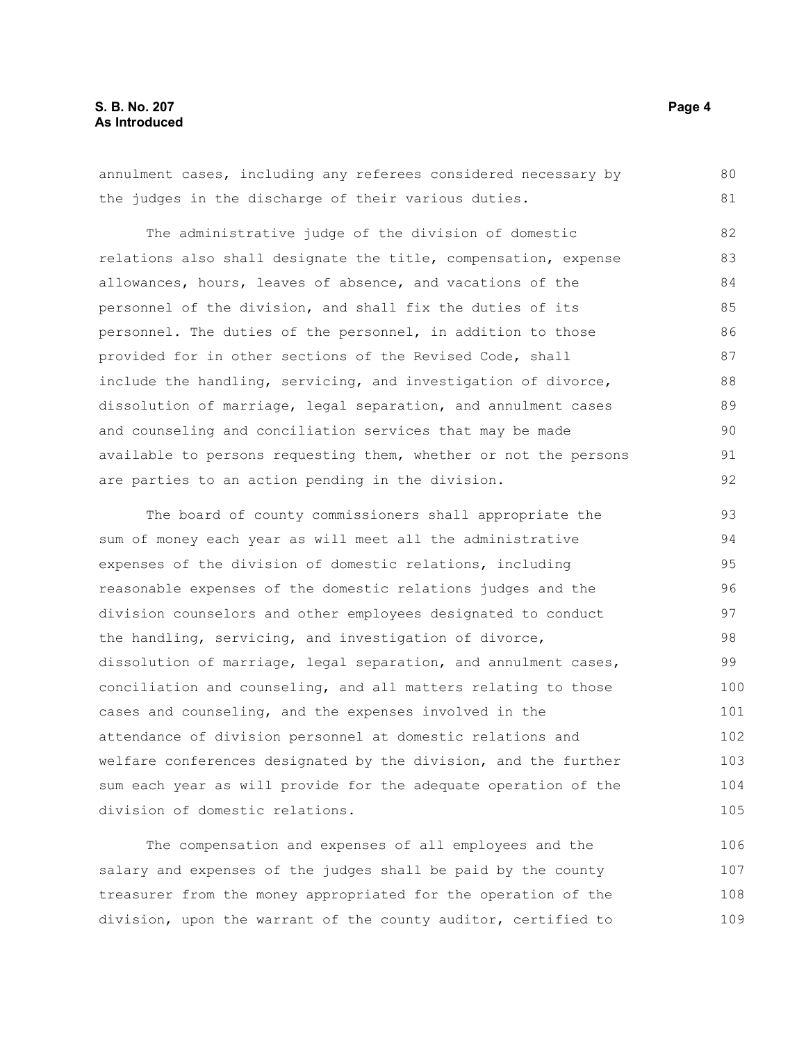annulment cases, including any referees considered necessary by the judges in the discharge of their various duties.

The administrative judge of the division of domestic relations also shall designate the title, compensation, expense allowances, hours, leaves of absence, and vacations of the personnel of the division, and shall fix the duties of its personnel. The duties of the personnel, in addition to those provided for in other sections of the Revised Code, shall include the handling, servicing, and investigation of divorce, dissolution of marriage, legal separation, and annulment cases and counseling and conciliation services that may be made available to persons requesting them, whether or not the persons are parties to an action pending in the division.

The board of county commissioners shall appropriate the sum of money each year as will meet all the administrative expenses of the division of domestic relations, including reasonable expenses of the domestic relations judges and the division counselors and other employees designated to conduct the handling, servicing, and investigation of divorce, dissolution of marriage, legal separation, and annulment cases, conciliation and counseling, and all matters relating to those cases and counseling, and the expenses involved in the attendance of division personnel at domestic relations and welfare conferences designated by the division, and the further sum each year as will provide for the adequate operation of the division of domestic relations.

The compensation and expenses of all employees and the salary and expenses of the judges shall be paid by the county treasurer from the money appropriated for the operation of the division, upon the warrant of the county auditor, certified to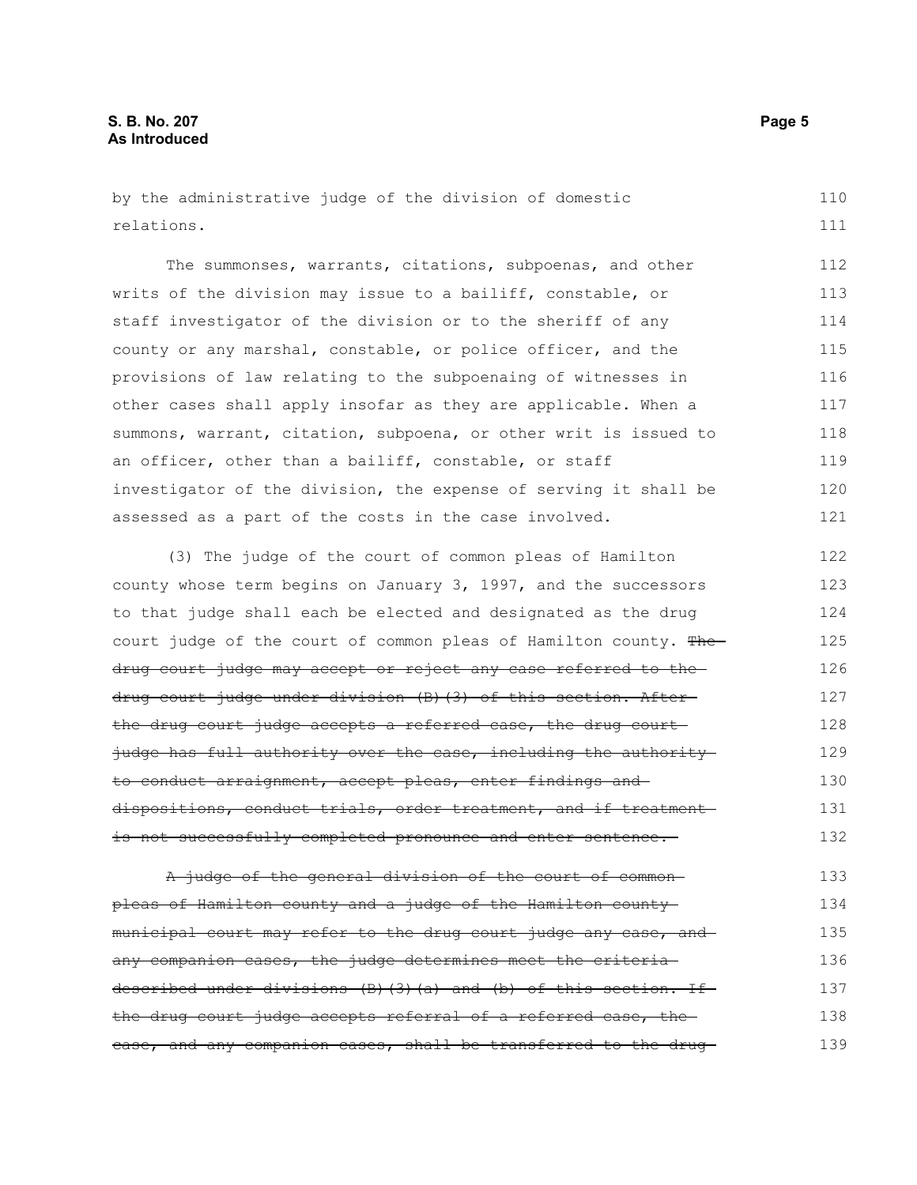by the administrative judge of the division of domestic relations.

The summonses, warrants, citations, subpoenas, and other writs of the division may issue to a bailiff, constable, or staff investigator of the division or to the sheriff of any county or any marshal, constable, or police officer, and the provisions of law relating to the subpoenaing of witnesses in other cases shall apply insofar as they are applicable. When a summons, warrant, citation, subpoena, or other writ is issued to an officer, other than a bailiff, constable, or staff investigator of the division, the expense of serving it shall be assessed as a part of the costs in the case involved.

(3) The judge of the court of common pleas of Hamilton county whose term begins on January 3, 1997, and the successors to that judge shall each be elected and designated as the drug court judge of the court of common pleas of Hamilton county. ~~The drug court judge may accept or reject any case referred to the drug court judge under division (B)(3) of this section. After the drug court judge accepts a referred case, the drug court judge has full authority over the case, including the authority to conduct arraignment, accept pleas, enter findings and dispositions, conduct trials, order treatment, and if treatment is not successfully completed pronounce and enter sentence.~~

~~A judge of the general division of the court of common pleas of Hamilton county and a judge of the Hamilton county municipal court may refer to the drug court judge any case, and any companion cases, the judge determines meet the criteria described under divisions (B)(3)(a) and (b) of this section. If the drug court judge accepts referral of a referred case, the case, and any companion cases, shall be transferred to the drug~~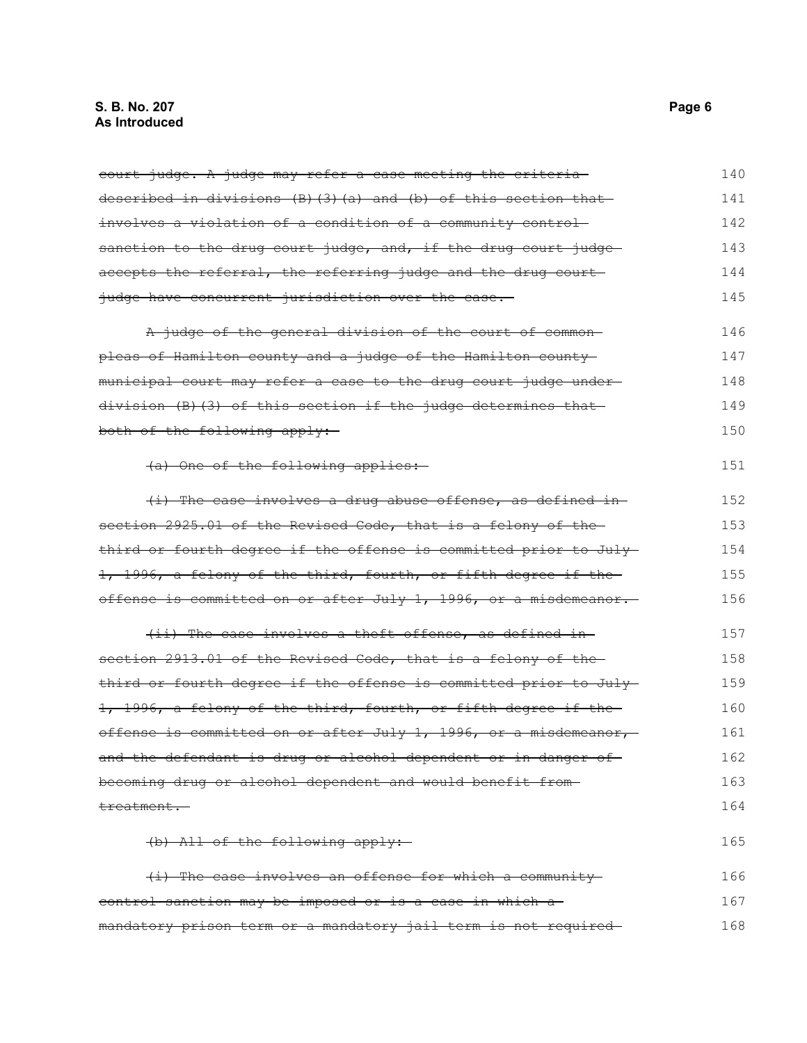~~court judge. A judge may refer a case meeting the criteria described in divisions (B)(3)(a) and (b) of this section that involves a violation of a condition of a community control sanction to the drug court judge, and, if the drug court judge accepts the referral, the referring judge and the drug court judge have concurrent jurisdiction over the case.~~

~~A judge of the general division of the court of common pleas of Hamilton county and a judge of the Hamilton county municipal court may refer a case to the drug court judge under division (B)(3) of this section if the judge determines that both of the following apply:~~

~~(a) One of the following applies:~~

~~(i) The case involves a drug abuse offense, as defined in section 2925.01 of the Revised Code, that is a felony of the third or fourth degree if the offense is committed prior to July 1, 1996, a felony of the third, fourth, or fifth degree if the offense is committed on or after July 1, 1996, or a misdemeanor.~~

~~(ii) The case involves a theft offense, as defined in section 2913.01 of the Revised Code, that is a felony of the third or fourth degree if the offense is committed prior to July 1, 1996, a felony of the third, fourth, or fifth degree if the offense is committed on or after July 1, 1996, or a misdemeanor, and the defendant is drug or alcohol dependent or in danger of becoming drug or alcohol dependent and would benefit from treatment.~~

~~(b) All of the following apply:~~

~~(i) The case involves an offense for which a community control sanction may be imposed or is a case in which a mandatory prison term or a mandatory jail term is not required~~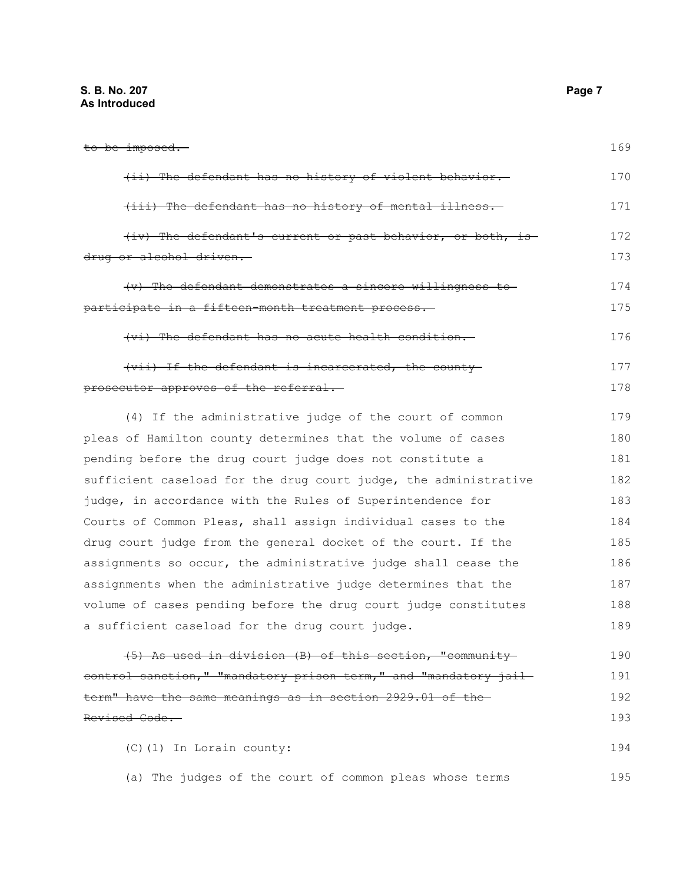~~to be imposed.~~

~~(ii) The defendant has no history of violent behavior.~~

~~(iii) The defendant has no history of mental illness.~~

~~(iv) The defendant's current or past behavior, or both, is drug or alcohol driven.~~

~~(v) The defendant demonstrates a sincere willingness to participate in a fifteen-month treatment process.~~

~~(vi) The defendant has no acute health condition.~~

~~(vii) If the defendant is incarcerated, the county prosecutor approves of the referral.~~

(4) If the administrative judge of the court of common pleas of Hamilton county determines that the volume of cases pending before the drug court judge does not constitute a sufficient caseload for the drug court judge, the administrative judge, in accordance with the Rules of Superintendence for Courts of Common Pleas, shall assign individual cases to the drug court judge from the general docket of the court. If the assignments so occur, the administrative judge shall cease the assignments when the administrative judge determines that the volume of cases pending before the drug court judge constitutes a sufficient caseload for the drug court judge.

~~(5) As used in division (B) of this section, "community control sanction," "mandatory prison term," and "mandatory jail term" have the same meanings as in section 2929.01 of the Revised Code.~~

(C)(1) In Lorain county:

(a) The judges of the court of common pleas whose terms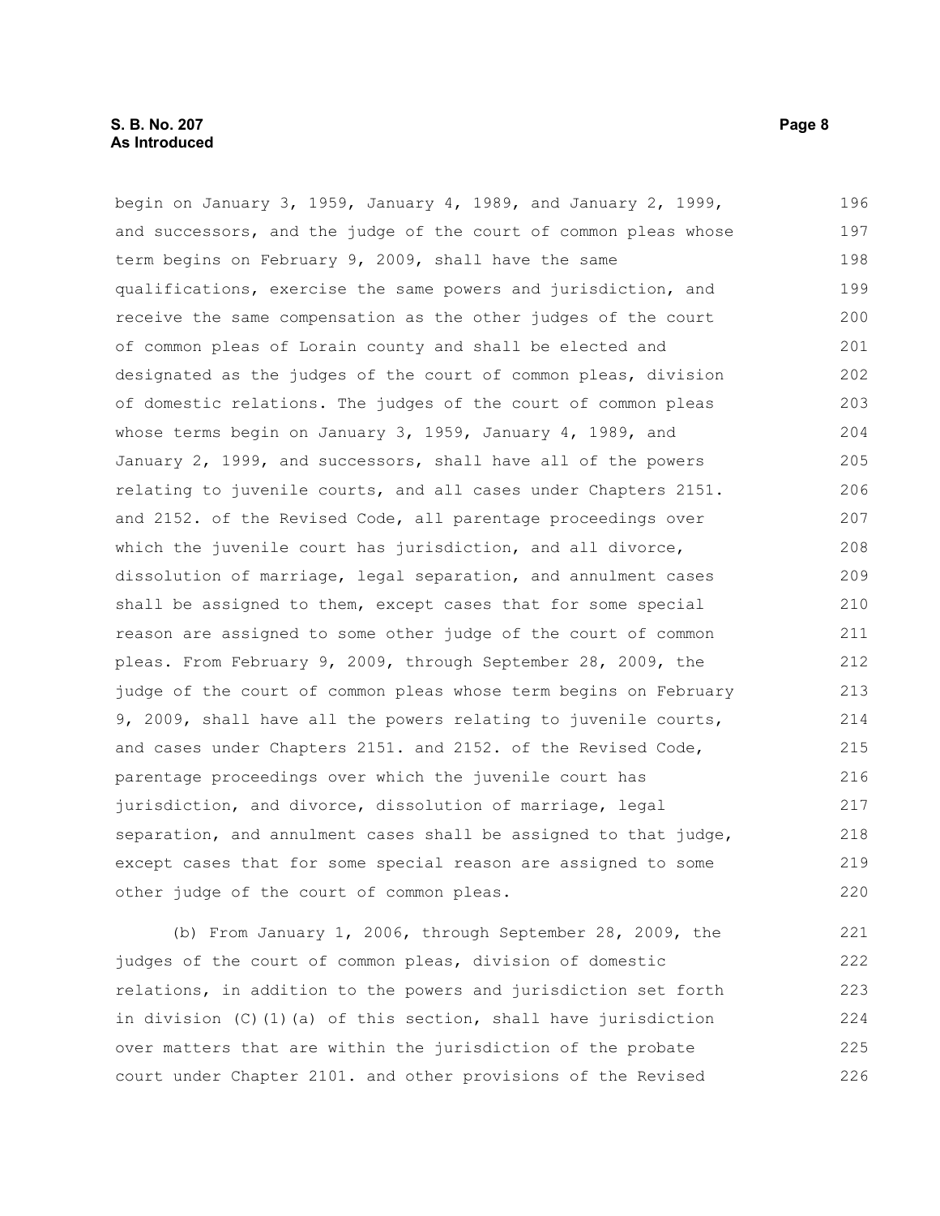begin on January 3, 1959, January 4, 1989, and January 2, 1999, and successors, and the judge of the court of common pleas whose term begins on February 9, 2009, shall have the same qualifications, exercise the same powers and jurisdiction, and receive the same compensation as the other judges of the court of common pleas of Lorain county and shall be elected and designated as the judges of the court of common pleas, division of domestic relations. The judges of the court of common pleas whose terms begin on January 3, 1959, January 4, 1989, and January 2, 1999, and successors, shall have all of the powers relating to juvenile courts, and all cases under Chapters 2151. and 2152. of the Revised Code, all parentage proceedings over which the juvenile court has jurisdiction, and all divorce, dissolution of marriage, legal separation, and annulment cases shall be assigned to them, except cases that for some special reason are assigned to some other judge of the court of common pleas. From February 9, 2009, through September 28, 2009, the judge of the court of common pleas whose term begins on February 9, 2009, shall have all the powers relating to juvenile courts, and cases under Chapters 2151. and 2152. of the Revised Code, parentage proceedings over which the juvenile court has jurisdiction, and divorce, dissolution of marriage, legal separation, and annulment cases shall be assigned to that judge, except cases that for some special reason are assigned to some other judge of the court of common pleas.

(b) From January 1, 2006, through September 28, 2009, the judges of the court of common pleas, division of domestic relations, in addition to the powers and jurisdiction set forth in division (C)(1)(a) of this section, shall have jurisdiction over matters that are within the jurisdiction of the probate court under Chapter 2101. and other provisions of the Revised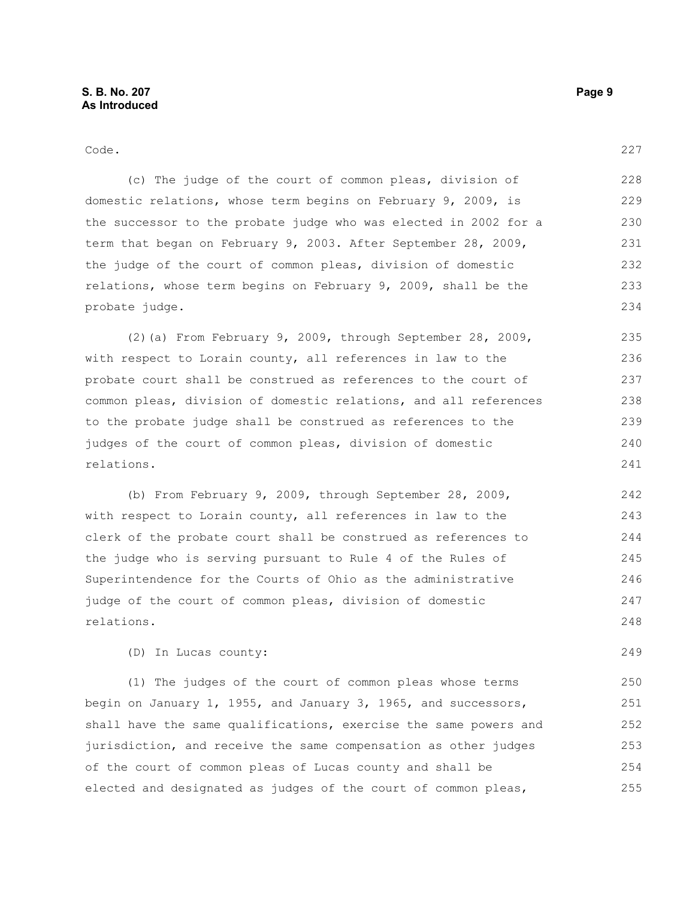Code.

(c) The judge of the court of common pleas, division of domestic relations, whose term begins on February 9, 2009, is the successor to the probate judge who was elected in 2002 for a term that began on February 9, 2003. After September 28, 2009, the judge of the court of common pleas, division of domestic relations, whose term begins on February 9, 2009, shall be the probate judge.

(2)(a) From February 9, 2009, through September 28, 2009, with respect to Lorain county, all references in law to the probate court shall be construed as references to the court of common pleas, division of domestic relations, and all references to the probate judge shall be construed as references to the judges of the court of common pleas, division of domestic relations.

(b) From February 9, 2009, through September 28, 2009, with respect to Lorain county, all references in law to the clerk of the probate court shall be construed as references to the judge who is serving pursuant to Rule 4 of the Rules of Superintendence for the Courts of Ohio as the administrative judge of the court of common pleas, division of domestic relations.

(D) In Lucas county:

(1) The judges of the court of common pleas whose terms begin on January 1, 1955, and January 3, 1965, and successors, shall have the same qualifications, exercise the same powers and jurisdiction, and receive the same compensation as other judges of the court of common pleas of Lucas county and shall be elected and designated as judges of the court of common pleas,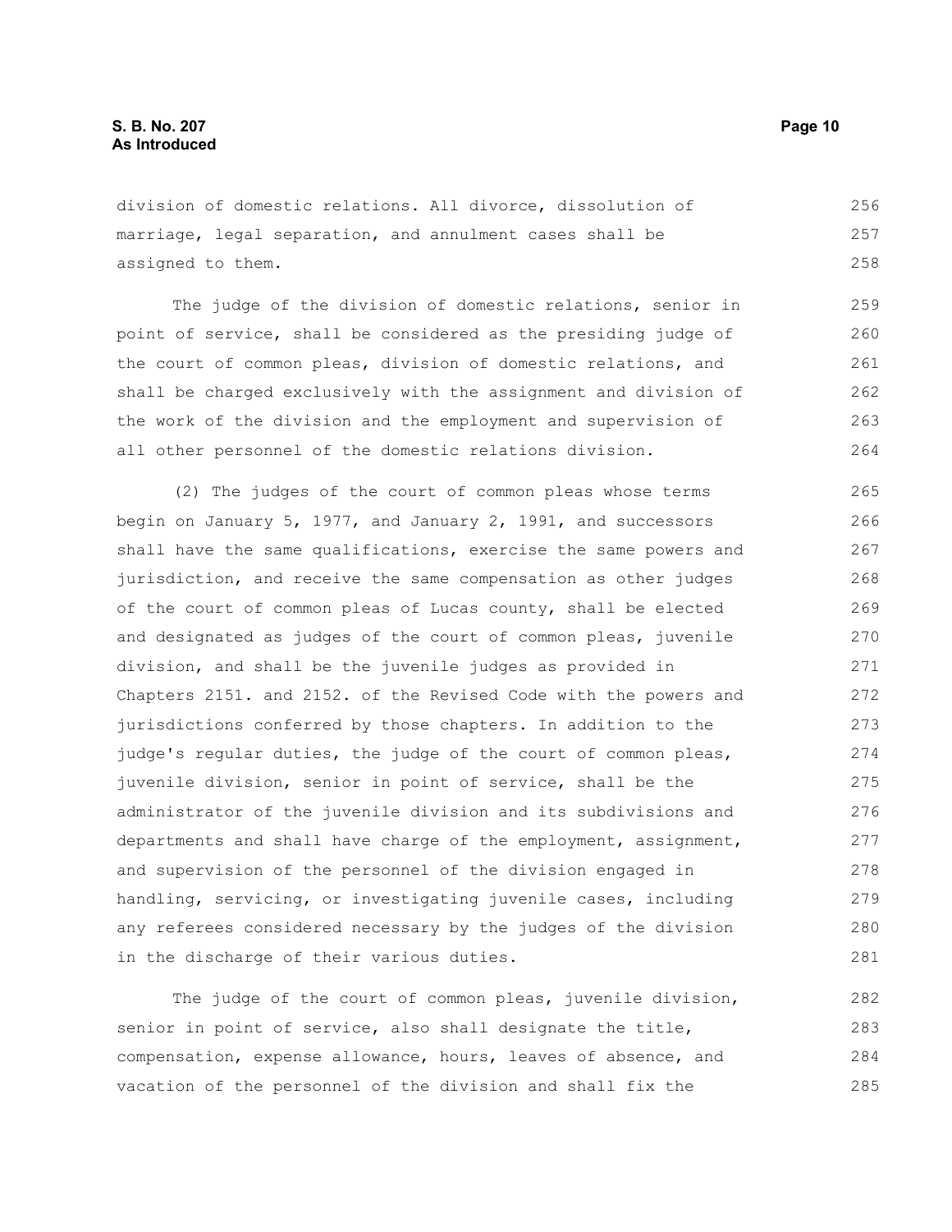division of domestic relations. All divorce, dissolution of marriage, legal separation, and annulment cases shall be assigned to them.

The judge of the division of domestic relations, senior in point of service, shall be considered as the presiding judge of the court of common pleas, division of domestic relations, and shall be charged exclusively with the assignment and division of the work of the division and the employment and supervision of all other personnel of the domestic relations division.

(2) The judges of the court of common pleas whose terms begin on January 5, 1977, and January 2, 1991, and successors shall have the same qualifications, exercise the same powers and jurisdiction, and receive the same compensation as other judges of the court of common pleas of Lucas county, shall be elected and designated as judges of the court of common pleas, juvenile division, and shall be the juvenile judges as provided in Chapters 2151. and 2152. of the Revised Code with the powers and jurisdictions conferred by those chapters. In addition to the judge's regular duties, the judge of the court of common pleas, juvenile division, senior in point of service, shall be the administrator of the juvenile division and its subdivisions and departments and shall have charge of the employment, assignment, and supervision of the personnel of the division engaged in handling, servicing, or investigating juvenile cases, including any referees considered necessary by the judges of the division in the discharge of their various duties.

The judge of the court of common pleas, juvenile division, senior in point of service, also shall designate the title, compensation, expense allowance, hours, leaves of absence, and vacation of the personnel of the division and shall fix the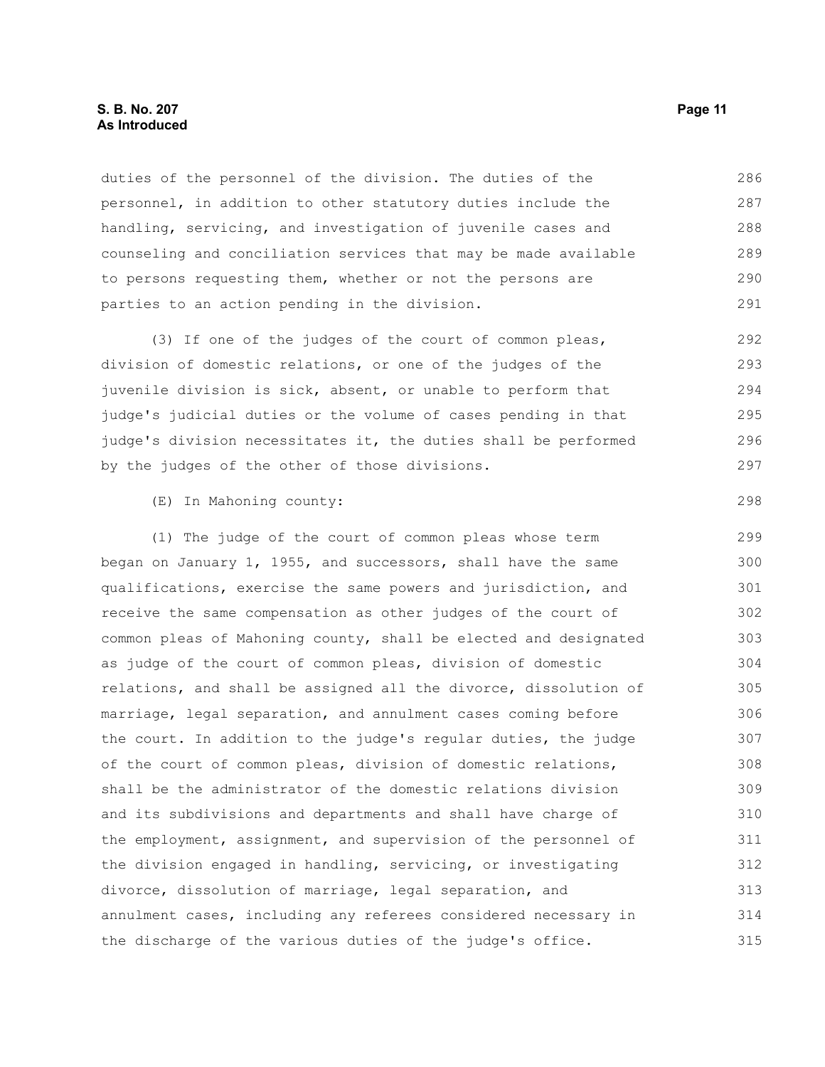duties of the personnel of the division. The duties of the personnel, in addition to other statutory duties include the handling, servicing, and investigation of juvenile cases and counseling and conciliation services that may be made available to persons requesting them, whether or not the persons are parties to an action pending in the division.

(3) If one of the judges of the court of common pleas, division of domestic relations, or one of the judges of the juvenile division is sick, absent, or unable to perform that judge's judicial duties or the volume of cases pending in that judge's division necessitates it, the duties shall be performed by the judges of the other of those divisions.

(E) In Mahoning county:

(1) The judge of the court of common pleas whose term began on January 1, 1955, and successors, shall have the same qualifications, exercise the same powers and jurisdiction, and receive the same compensation as other judges of the court of common pleas of Mahoning county, shall be elected and designated as judge of the court of common pleas, division of domestic relations, and shall be assigned all the divorce, dissolution of marriage, legal separation, and annulment cases coming before the court. In addition to the judge's regular duties, the judge of the court of common pleas, division of domestic relations, shall be the administrator of the domestic relations division and its subdivisions and departments and shall have charge of the employment, assignment, and supervision of the personnel of the division engaged in handling, servicing, or investigating divorce, dissolution of marriage, legal separation, and annulment cases, including any referees considered necessary in the discharge of the various duties of the judge's office.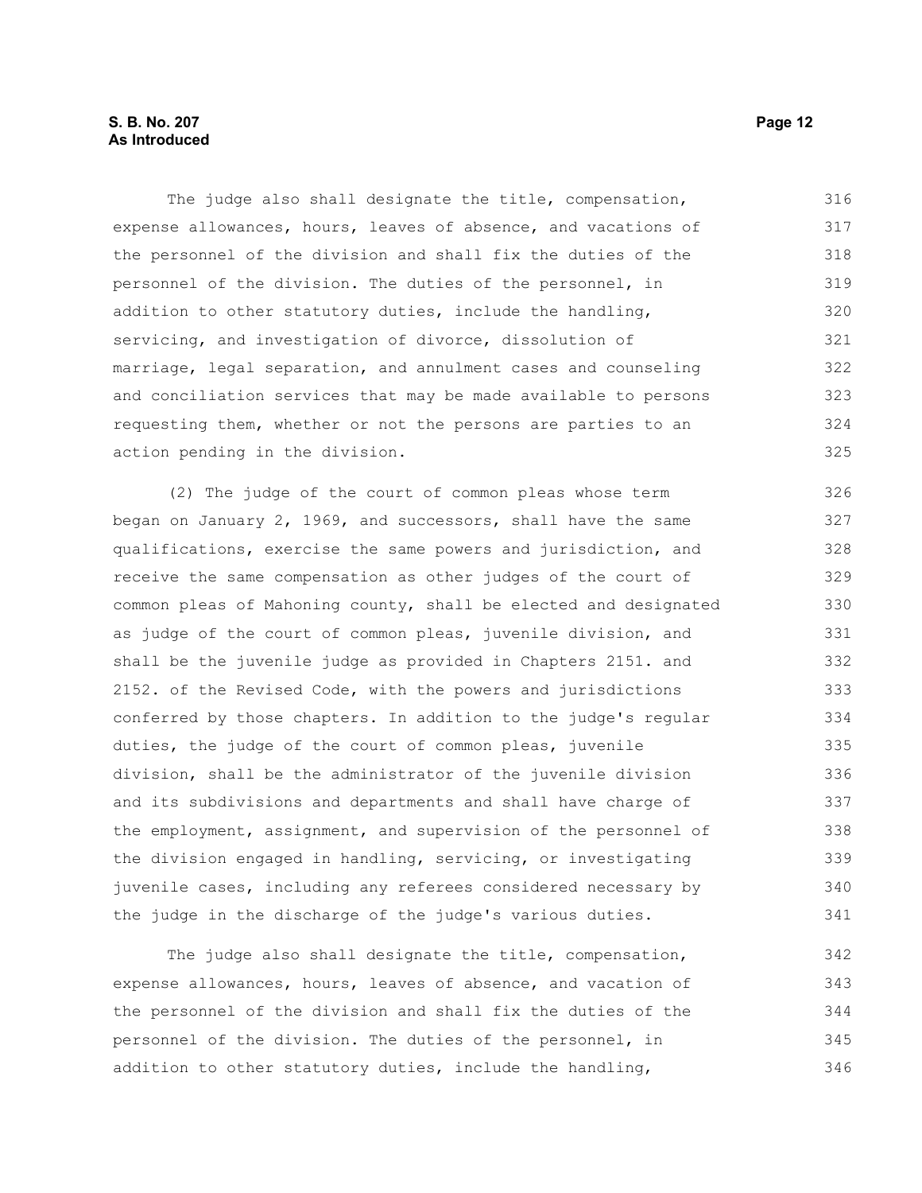The judge also shall designate the title, compensation, expense allowances, hours, leaves of absence, and vacations of the personnel of the division and shall fix the duties of the personnel of the division. The duties of the personnel, in addition to other statutory duties, include the handling, servicing, and investigation of divorce, dissolution of marriage, legal separation, and annulment cases and counseling and conciliation services that may be made available to persons requesting them, whether or not the persons are parties to an action pending in the division.

(2) The judge of the court of common pleas whose term began on January 2, 1969, and successors, shall have the same qualifications, exercise the same powers and jurisdiction, and receive the same compensation as other judges of the court of common pleas of Mahoning county, shall be elected and designated as judge of the court of common pleas, juvenile division, and shall be the juvenile judge as provided in Chapters 2151. and 2152. of the Revised Code, with the powers and jurisdictions conferred by those chapters. In addition to the judge's regular duties, the judge of the court of common pleas, juvenile division, shall be the administrator of the juvenile division and its subdivisions and departments and shall have charge of the employment, assignment, and supervision of the personnel of the division engaged in handling, servicing, or investigating juvenile cases, including any referees considered necessary by the judge in the discharge of the judge's various duties.

The judge also shall designate the title, compensation, expense allowances, hours, leaves of absence, and vacation of the personnel of the division and shall fix the duties of the personnel of the division. The duties of the personnel, in addition to other statutory duties, include the handling,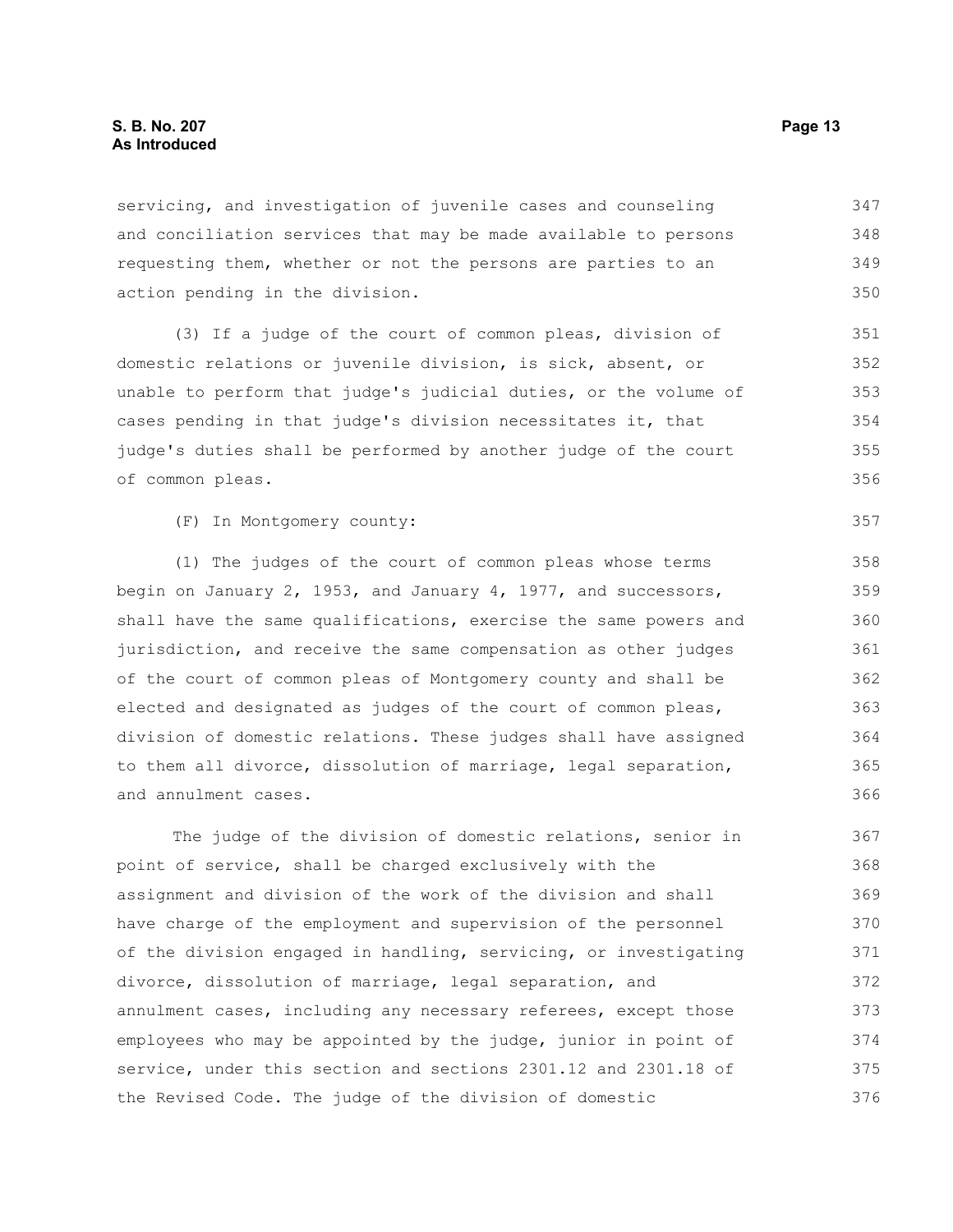servicing, and investigation of juvenile cases and counseling and conciliation services that may be made available to persons requesting them, whether or not the persons are parties to an action pending in the division.

(3) If a judge of the court of common pleas, division of domestic relations or juvenile division, is sick, absent, or unable to perform that judge's judicial duties, or the volume of cases pending in that judge's division necessitates it, that judge's duties shall be performed by another judge of the court of common pleas.

(F) In Montgomery county:

(1) The judges of the court of common pleas whose terms begin on January 2, 1953, and January 4, 1977, and successors, shall have the same qualifications, exercise the same powers and jurisdiction, and receive the same compensation as other judges of the court of common pleas of Montgomery county and shall be elected and designated as judges of the court of common pleas, division of domestic relations. These judges shall have assigned to them all divorce, dissolution of marriage, legal separation, and annulment cases.

The judge of the division of domestic relations, senior in point of service, shall be charged exclusively with the assignment and division of the work of the division and shall have charge of the employment and supervision of the personnel of the division engaged in handling, servicing, or investigating divorce, dissolution of marriage, legal separation, and annulment cases, including any necessary referees, except those employees who may be appointed by the judge, junior in point of service, under this section and sections 2301.12 and 2301.18 of the Revised Code. The judge of the division of domestic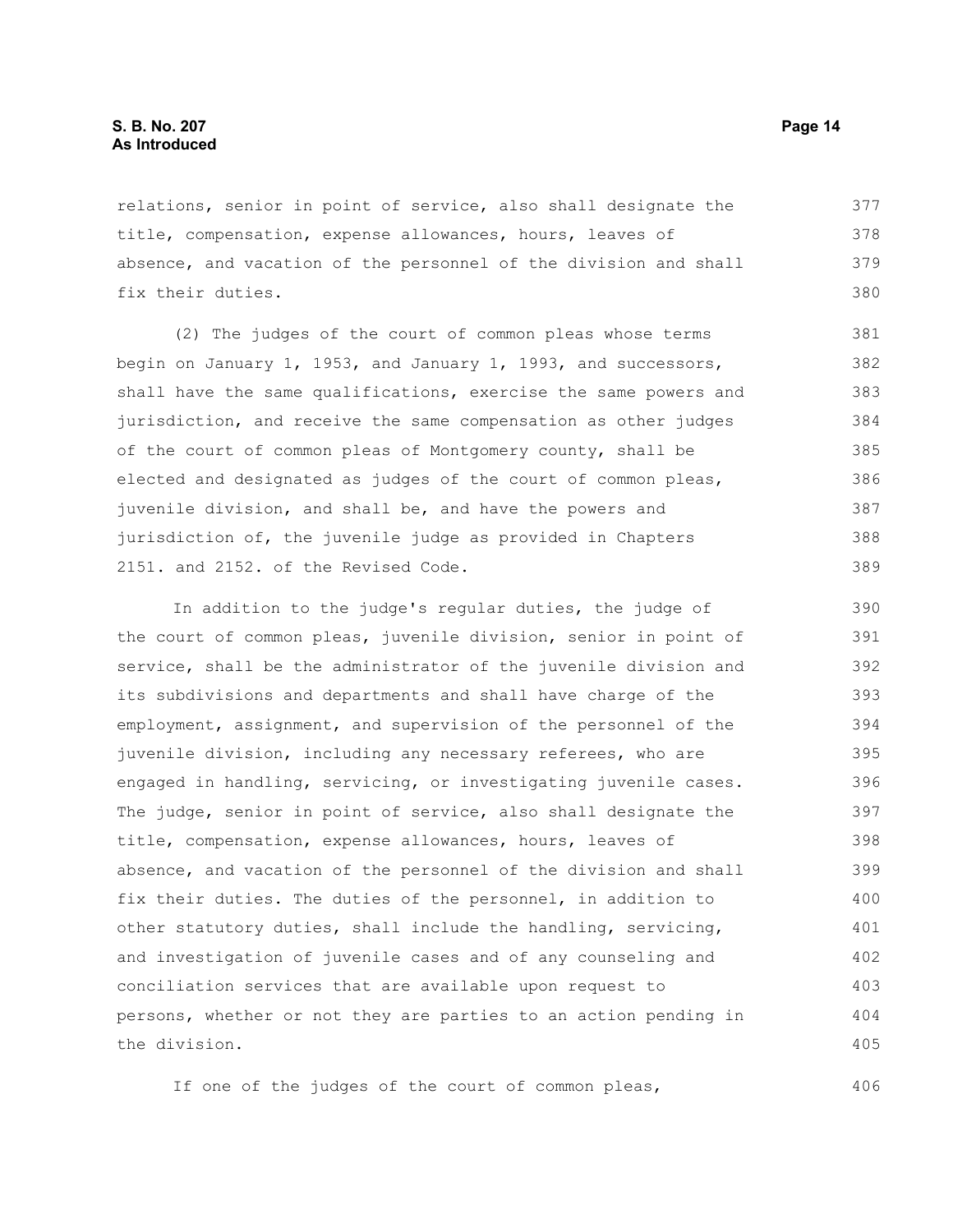relations, senior in point of service, also shall designate the title, compensation, expense allowances, hours, leaves of absence, and vacation of the personnel of the division and shall fix their duties.

(2) The judges of the court of common pleas whose terms begin on January 1, 1953, and January 1, 1993, and successors, shall have the same qualifications, exercise the same powers and jurisdiction, and receive the same compensation as other judges of the court of common pleas of Montgomery county, shall be elected and designated as judges of the court of common pleas, juvenile division, and shall be, and have the powers and jurisdiction of, the juvenile judge as provided in Chapters 2151. and 2152. of the Revised Code.

In addition to the judge's regular duties, the judge of the court of common pleas, juvenile division, senior in point of service, shall be the administrator of the juvenile division and its subdivisions and departments and shall have charge of the employment, assignment, and supervision of the personnel of the juvenile division, including any necessary referees, who are engaged in handling, servicing, or investigating juvenile cases. The judge, senior in point of service, also shall designate the title, compensation, expense allowances, hours, leaves of absence, and vacation of the personnel of the division and shall fix their duties. The duties of the personnel, in addition to other statutory duties, shall include the handling, servicing, and investigation of juvenile cases and of any counseling and conciliation services that are available upon request to persons, whether or not they are parties to an action pending in the division.

If one of the judges of the court of common pleas,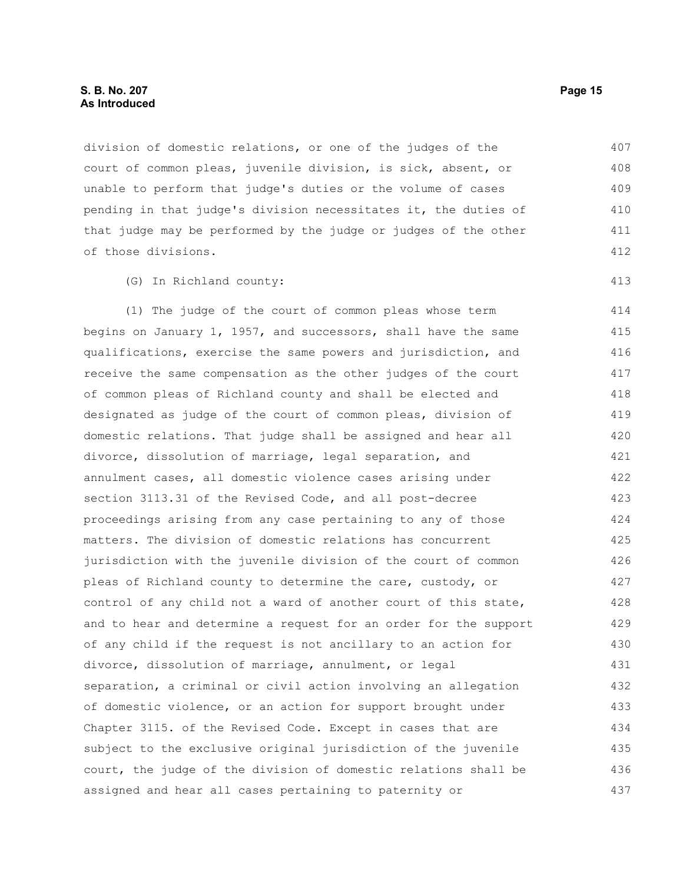division of domestic relations, or one of the judges of the court of common pleas, juvenile division, is sick, absent, or unable to perform that judge's duties or the volume of cases pending in that judge's division necessitates it, the duties of that judge may be performed by the judge or judges of the other of those divisions.

(G) In Richland county:

(1) The judge of the court of common pleas whose term begins on January 1, 1957, and successors, shall have the same qualifications, exercise the same powers and jurisdiction, and receive the same compensation as the other judges of the court of common pleas of Richland county and shall be elected and designated as judge of the court of common pleas, division of domestic relations. That judge shall be assigned and hear all divorce, dissolution of marriage, legal separation, and annulment cases, all domestic violence cases arising under section 3113.31 of the Revised Code, and all post-decree proceedings arising from any case pertaining to any of those matters. The division of domestic relations has concurrent jurisdiction with the juvenile division of the court of common pleas of Richland county to determine the care, custody, or control of any child not a ward of another court of this state, and to hear and determine a request for an order for the support of any child if the request is not ancillary to an action for divorce, dissolution of marriage, annulment, or legal separation, a criminal or civil action involving an allegation of domestic violence, or an action for support brought under Chapter 3115. of the Revised Code. Except in cases that are subject to the exclusive original jurisdiction of the juvenile court, the judge of the division of domestic relations shall be assigned and hear all cases pertaining to paternity or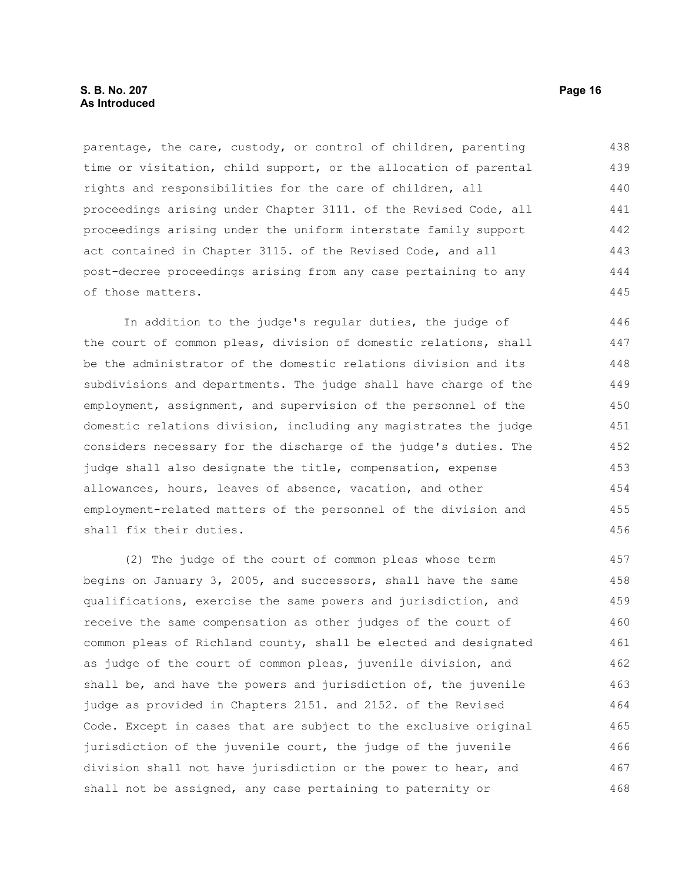parentage, the care, custody, or control of children, parenting time or visitation, child support, or the allocation of parental rights and responsibilities for the care of children, all proceedings arising under Chapter 3111. of the Revised Code, all proceedings arising under the uniform interstate family support act contained in Chapter 3115. of the Revised Code, and all post-decree proceedings arising from any case pertaining to any of those matters.

In addition to the judge's regular duties, the judge of the court of common pleas, division of domestic relations, shall be the administrator of the domestic relations division and its subdivisions and departments. The judge shall have charge of the employment, assignment, and supervision of the personnel of the domestic relations division, including any magistrates the judge considers necessary for the discharge of the judge's duties. The judge shall also designate the title, compensation, expense allowances, hours, leaves of absence, vacation, and other employment-related matters of the personnel of the division and shall fix their duties.

(2) The judge of the court of common pleas whose term begins on January 3, 2005, and successors, shall have the same qualifications, exercise the same powers and jurisdiction, and receive the same compensation as other judges of the court of common pleas of Richland county, shall be elected and designated as judge of the court of common pleas, juvenile division, and shall be, and have the powers and jurisdiction of, the juvenile judge as provided in Chapters 2151. and 2152. of the Revised Code. Except in cases that are subject to the exclusive original jurisdiction of the juvenile court, the judge of the juvenile division shall not have jurisdiction or the power to hear, and shall not be assigned, any case pertaining to paternity or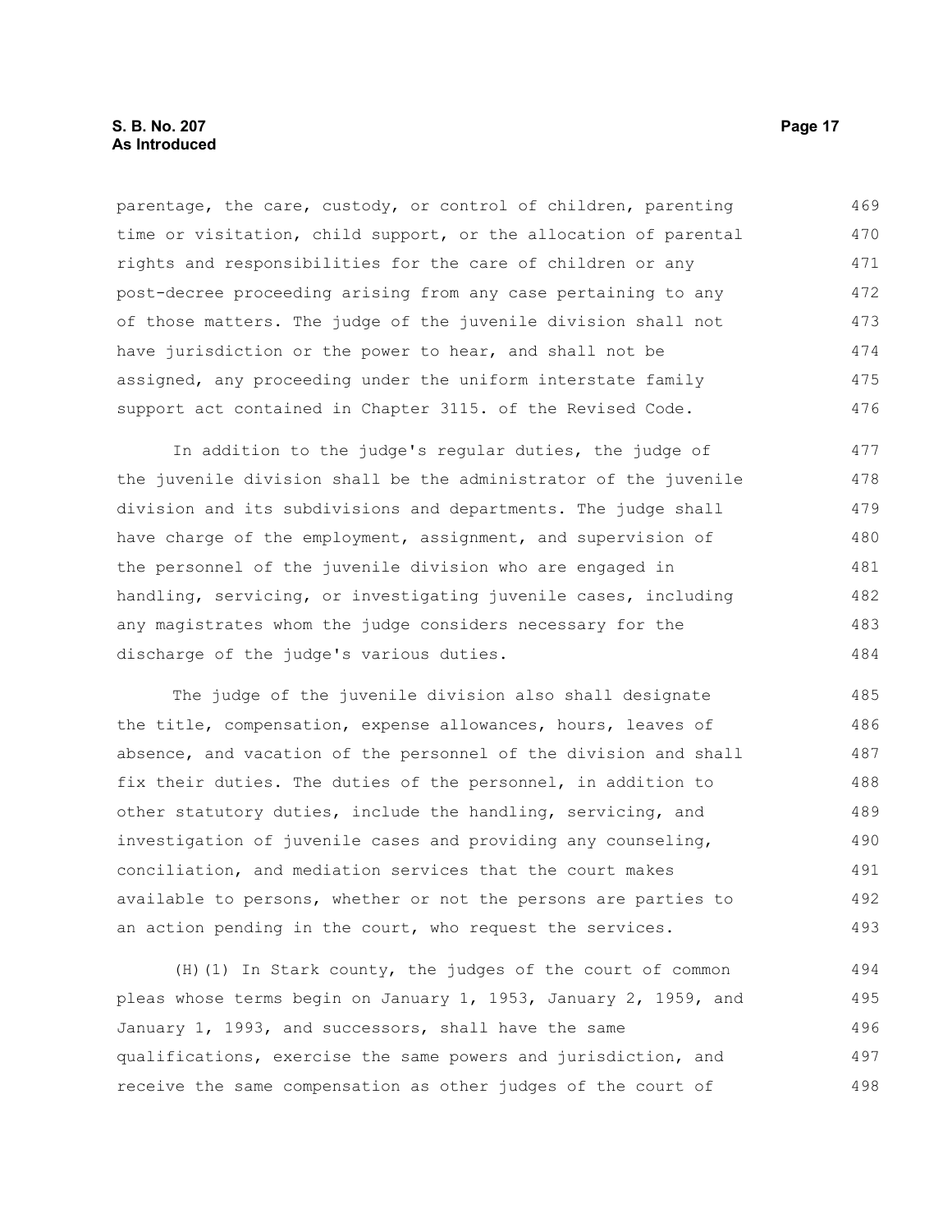parentage, the care, custody, or control of children, parenting time or visitation, child support, or the allocation of parental rights and responsibilities for the care of children or any post-decree proceeding arising from any case pertaining to any of those matters. The judge of the juvenile division shall not have jurisdiction or the power to hear, and shall not be assigned, any proceeding under the uniform interstate family support act contained in Chapter 3115. of the Revised Code.

In addition to the judge's regular duties, the judge of the juvenile division shall be the administrator of the juvenile division and its subdivisions and departments. The judge shall have charge of the employment, assignment, and supervision of the personnel of the juvenile division who are engaged in handling, servicing, or investigating juvenile cases, including any magistrates whom the judge considers necessary for the discharge of the judge's various duties.

The judge of the juvenile division also shall designate the title, compensation, expense allowances, hours, leaves of absence, and vacation of the personnel of the division and shall fix their duties. The duties of the personnel, in addition to other statutory duties, include the handling, servicing, and investigation of juvenile cases and providing any counseling, conciliation, and mediation services that the court makes available to persons, whether or not the persons are parties to an action pending in the court, who request the services.

(H)(1) In Stark county, the judges of the court of common pleas whose terms begin on January 1, 1953, January 2, 1959, and January 1, 1993, and successors, shall have the same qualifications, exercise the same powers and jurisdiction, and receive the same compensation as other judges of the court of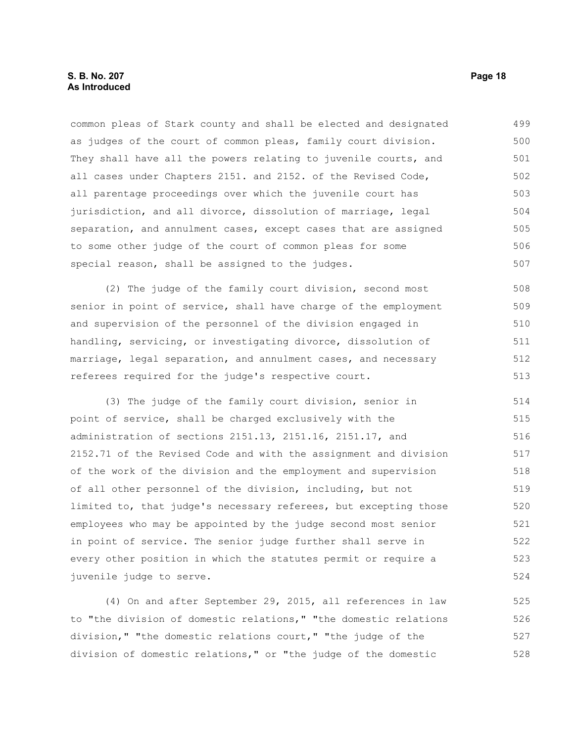common pleas of Stark county and shall be elected and designated as judges of the court of common pleas, family court division. They shall have all the powers relating to juvenile courts, and all cases under Chapters 2151. and 2152. of the Revised Code, all parentage proceedings over which the juvenile court has jurisdiction, and all divorce, dissolution of marriage, legal separation, and annulment cases, except cases that are assigned to some other judge of the court of common pleas for some special reason, shall be assigned to the judges.

(2) The judge of the family court division, second most senior in point of service, shall have charge of the employment and supervision of the personnel of the division engaged in handling, servicing, or investigating divorce, dissolution of marriage, legal separation, and annulment cases, and necessary referees required for the judge's respective court.

(3) The judge of the family court division, senior in point of service, shall be charged exclusively with the administration of sections 2151.13, 2151.16, 2151.17, and 2152.71 of the Revised Code and with the assignment and division of the work of the division and the employment and supervision of all other personnel of the division, including, but not limited to, that judge's necessary referees, but excepting those employees who may be appointed by the judge second most senior in point of service. The senior judge further shall serve in every other position in which the statutes permit or require a juvenile judge to serve.

(4) On and after September 29, 2015, all references in law to "the division of domestic relations," "the domestic relations division," "the domestic relations court," "the judge of the division of domestic relations," or "the judge of the domestic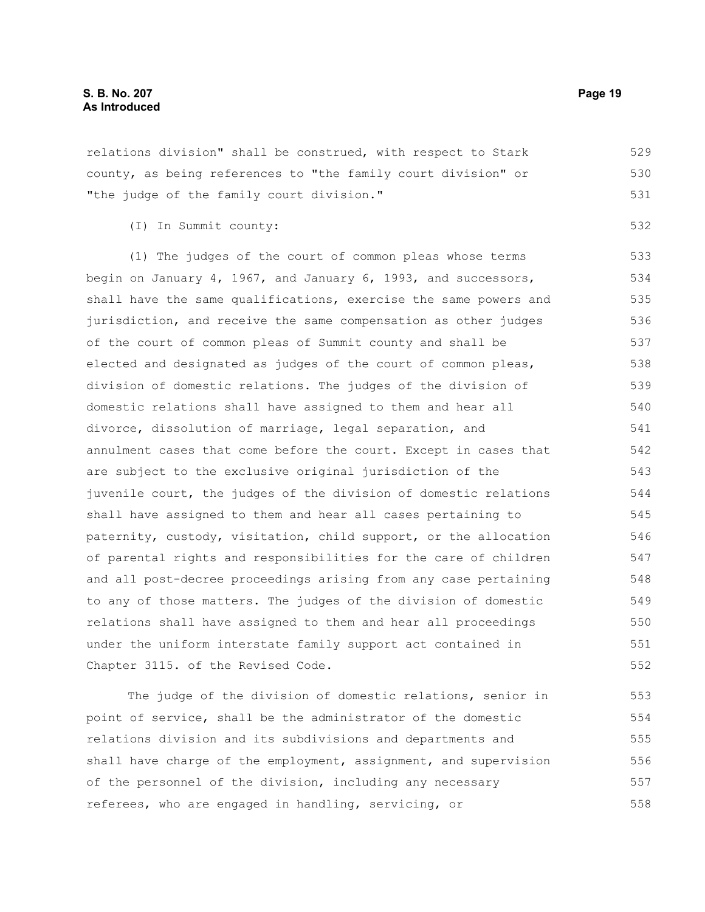relations division" shall be construed, with respect to Stark county, as being references to "the family court division" or "the judge of the family court division."

(I) In Summit county:

(1) The judges of the court of common pleas whose terms begin on January 4, 1967, and January 6, 1993, and successors, shall have the same qualifications, exercise the same powers and jurisdiction, and receive the same compensation as other judges of the court of common pleas of Summit county and shall be elected and designated as judges of the court of common pleas, division of domestic relations. The judges of the division of domestic relations shall have assigned to them and hear all divorce, dissolution of marriage, legal separation, and annulment cases that come before the court. Except in cases that are subject to the exclusive original jurisdiction of the juvenile court, the judges of the division of domestic relations shall have assigned to them and hear all cases pertaining to paternity, custody, visitation, child support, or the allocation of parental rights and responsibilities for the care of children and all post-decree proceedings arising from any case pertaining to any of those matters. The judges of the division of domestic relations shall have assigned to them and hear all proceedings under the uniform interstate family support act contained in Chapter 3115. of the Revised Code.

The judge of the division of domestic relations, senior in point of service, shall be the administrator of the domestic relations division and its subdivisions and departments and shall have charge of the employment, assignment, and supervision of the personnel of the division, including any necessary referees, who are engaged in handling, servicing, or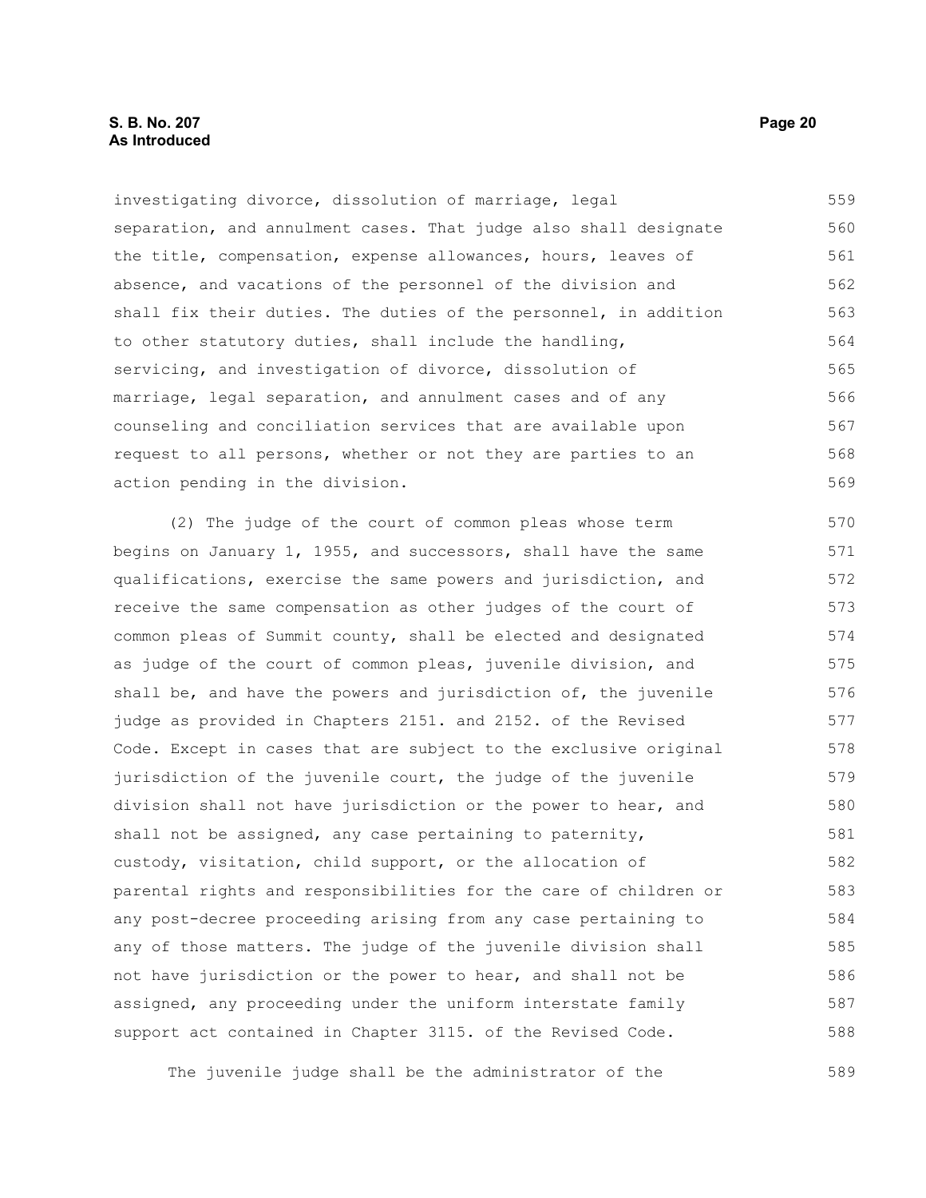investigating divorce, dissolution of marriage, legal separation, and annulment cases. That judge also shall designate the title, compensation, expense allowances, hours, leaves of absence, and vacations of the personnel of the division and shall fix their duties. The duties of the personnel, in addition to other statutory duties, shall include the handling, servicing, and investigation of divorce, dissolution of marriage, legal separation, and annulment cases and of any counseling and conciliation services that are available upon request to all persons, whether or not they are parties to an action pending in the division.

(2) The judge of the court of common pleas whose term begins on January 1, 1955, and successors, shall have the same qualifications, exercise the same powers and jurisdiction, and receive the same compensation as other judges of the court of common pleas of Summit county, shall be elected and designated as judge of the court of common pleas, juvenile division, and shall be, and have the powers and jurisdiction of, the juvenile judge as provided in Chapters 2151. and 2152. of the Revised Code. Except in cases that are subject to the exclusive original jurisdiction of the juvenile court, the judge of the juvenile division shall not have jurisdiction or the power to hear, and shall not be assigned, any case pertaining to paternity, custody, visitation, child support, or the allocation of parental rights and responsibilities for the care of children or any post-decree proceeding arising from any case pertaining to any of those matters. The judge of the juvenile division shall not have jurisdiction or the power to hear, and shall not be assigned, any proceeding under the uniform interstate family support act contained in Chapter 3115. of the Revised Code.

The juvenile judge shall be the administrator of the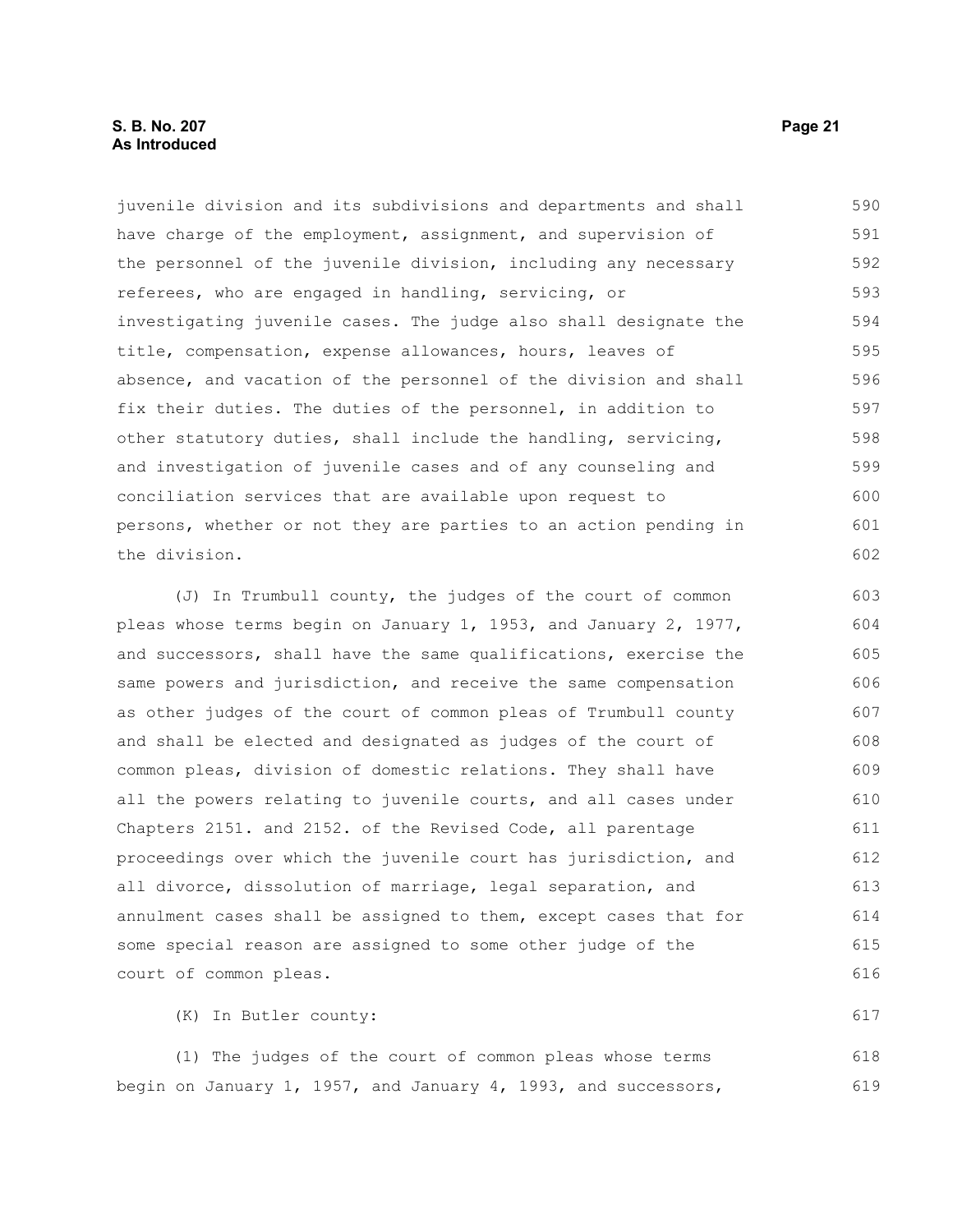juvenile division and its subdivisions and departments and shall have charge of the employment, assignment, and supervision of the personnel of the juvenile division, including any necessary referees, who are engaged in handling, servicing, or investigating juvenile cases. The judge also shall designate the title, compensation, expense allowances, hours, leaves of absence, and vacation of the personnel of the division and shall fix their duties. The duties of the personnel, in addition to other statutory duties, shall include the handling, servicing, and investigation of juvenile cases and of any counseling and conciliation services that are available upon request to persons, whether or not they are parties to an action pending in the division.

(J) In Trumbull county, the judges of the court of common pleas whose terms begin on January 1, 1953, and January 2, 1977, and successors, shall have the same qualifications, exercise the same powers and jurisdiction, and receive the same compensation as other judges of the court of common pleas of Trumbull county and shall be elected and designated as judges of the court of common pleas, division of domestic relations. They shall have all the powers relating to juvenile courts, and all cases under Chapters 2151. and 2152. of the Revised Code, all parentage proceedings over which the juvenile court has jurisdiction, and all divorce, dissolution of marriage, legal separation, and annulment cases shall be assigned to them, except cases that for some special reason are assigned to some other judge of the court of common pleas.

(K) In Butler county:

(1) The judges of the court of common pleas whose terms begin on January 1, 1957, and January 4, 1993, and successors,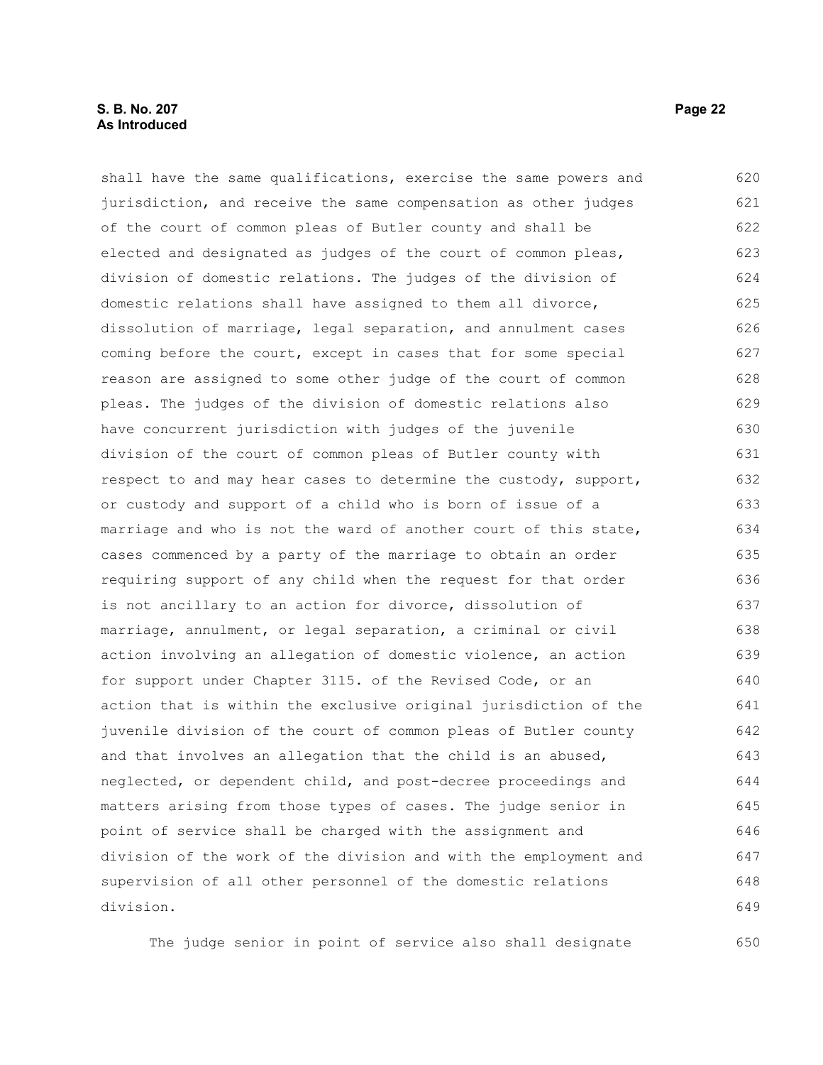shall have the same qualifications, exercise the same powers and jurisdiction, and receive the same compensation as other judges of the court of common pleas of Butler county and shall be elected and designated as judges of the court of common pleas, division of domestic relations. The judges of the division of domestic relations shall have assigned to them all divorce, dissolution of marriage, legal separation, and annulment cases coming before the court, except in cases that for some special reason are assigned to some other judge of the court of common pleas. The judges of the division of domestic relations also have concurrent jurisdiction with judges of the juvenile division of the court of common pleas of Butler county with respect to and may hear cases to determine the custody, support, or custody and support of a child who is born of issue of a marriage and who is not the ward of another court of this state, cases commenced by a party of the marriage to obtain an order requiring support of any child when the request for that order is not ancillary to an action for divorce, dissolution of marriage, annulment, or legal separation, a criminal or civil action involving an allegation of domestic violence, an action for support under Chapter 3115. of the Revised Code, or an action that is within the exclusive original jurisdiction of the juvenile division of the court of common pleas of Butler county and that involves an allegation that the child is an abused, neglected, or dependent child, and post-decree proceedings and matters arising from those types of cases. The judge senior in point of service shall be charged with the assignment and division of the work of the division and with the employment and supervision of all other personnel of the domestic relations division.

The judge senior in point of service also shall designate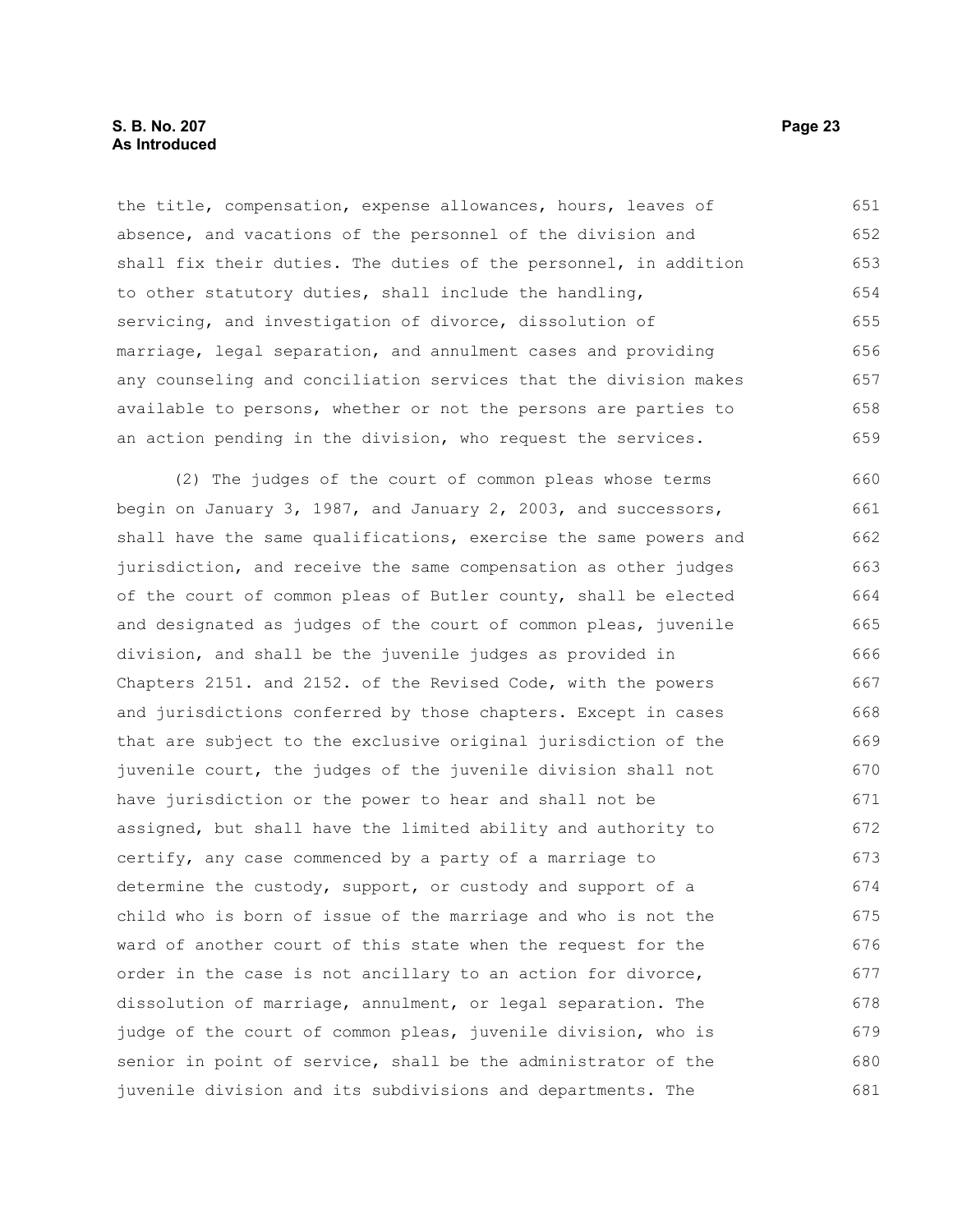the title, compensation, expense allowances, hours, leaves of absence, and vacations of the personnel of the division and shall fix their duties. The duties of the personnel, in addition to other statutory duties, shall include the handling, servicing, and investigation of divorce, dissolution of marriage, legal separation, and annulment cases and providing any counseling and conciliation services that the division makes available to persons, whether or not the persons are parties to an action pending in the division, who request the services.

(2) The judges of the court of common pleas whose terms begin on January 3, 1987, and January 2, 2003, and successors, shall have the same qualifications, exercise the same powers and jurisdiction, and receive the same compensation as other judges of the court of common pleas of Butler county, shall be elected and designated as judges of the court of common pleas, juvenile division, and shall be the juvenile judges as provided in Chapters 2151. and 2152. of the Revised Code, with the powers and jurisdictions conferred by those chapters. Except in cases that are subject to the exclusive original jurisdiction of the juvenile court, the judges of the juvenile division shall not have jurisdiction or the power to hear and shall not be assigned, but shall have the limited ability and authority to certify, any case commenced by a party of a marriage to determine the custody, support, or custody and support of a child who is born of issue of the marriage and who is not the ward of another court of this state when the request for the order in the case is not ancillary to an action for divorce, dissolution of marriage, annulment, or legal separation. The judge of the court of common pleas, juvenile division, who is senior in point of service, shall be the administrator of the juvenile division and its subdivisions and departments. The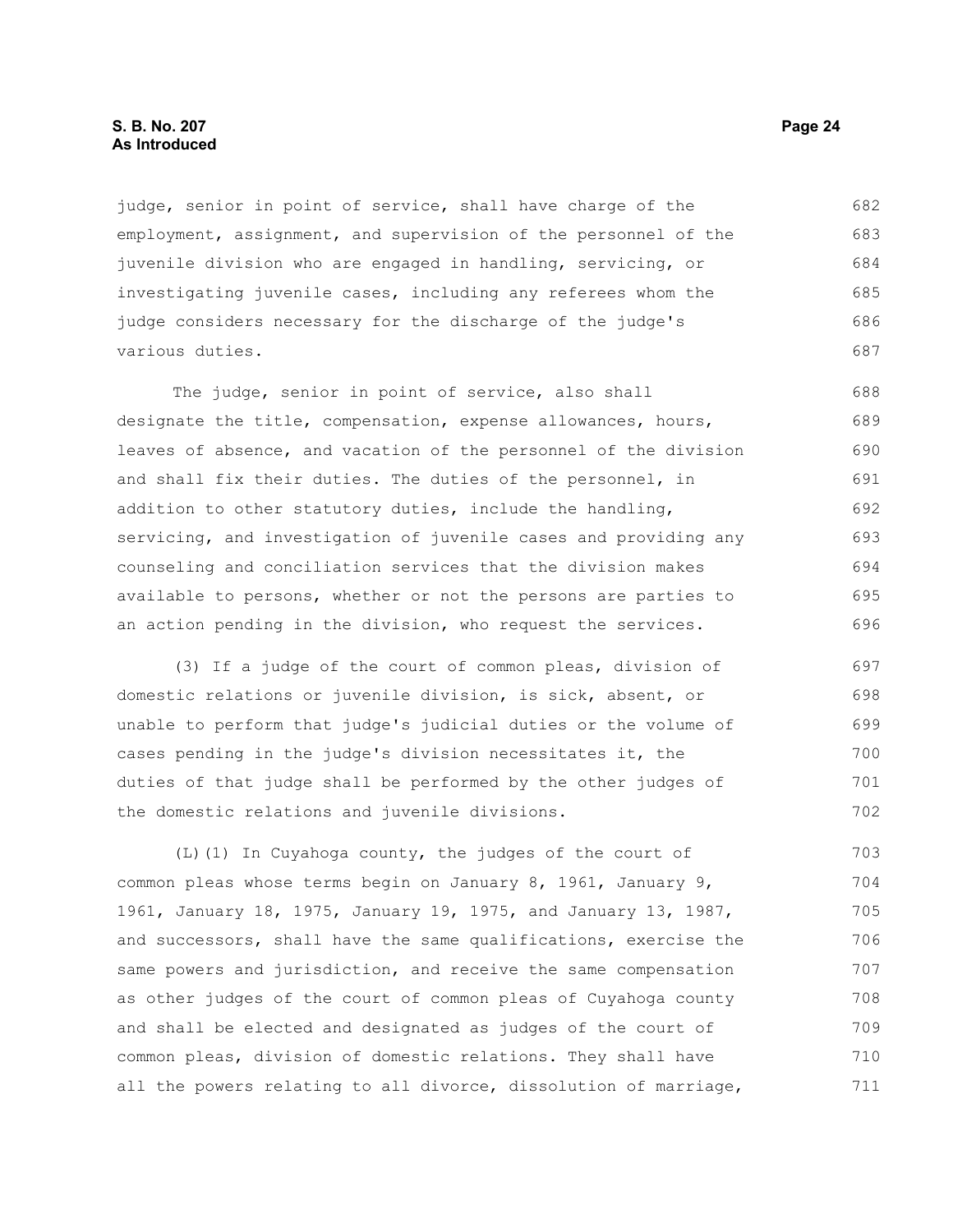judge, senior in point of service, shall have charge of the employment, assignment, and supervision of the personnel of the juvenile division who are engaged in handling, servicing, or investigating juvenile cases, including any referees whom the judge considers necessary for the discharge of the judge's various duties.

The judge, senior in point of service, also shall designate the title, compensation, expense allowances, hours, leaves of absence, and vacation of the personnel of the division and shall fix their duties. The duties of the personnel, in addition to other statutory duties, include the handling, servicing, and investigation of juvenile cases and providing any counseling and conciliation services that the division makes available to persons, whether or not the persons are parties to an action pending in the division, who request the services.

(3) If a judge of the court of common pleas, division of domestic relations or juvenile division, is sick, absent, or unable to perform that judge's judicial duties or the volume of cases pending in the judge's division necessitates it, the duties of that judge shall be performed by the other judges of the domestic relations and juvenile divisions.

(L)(1) In Cuyahoga county, the judges of the court of common pleas whose terms begin on January 8, 1961, January 9, 1961, January 18, 1975, January 19, 1975, and January 13, 1987, and successors, shall have the same qualifications, exercise the same powers and jurisdiction, and receive the same compensation as other judges of the court of common pleas of Cuyahoga county and shall be elected and designated as judges of the court of common pleas, division of domestic relations. They shall have all the powers relating to all divorce, dissolution of marriage,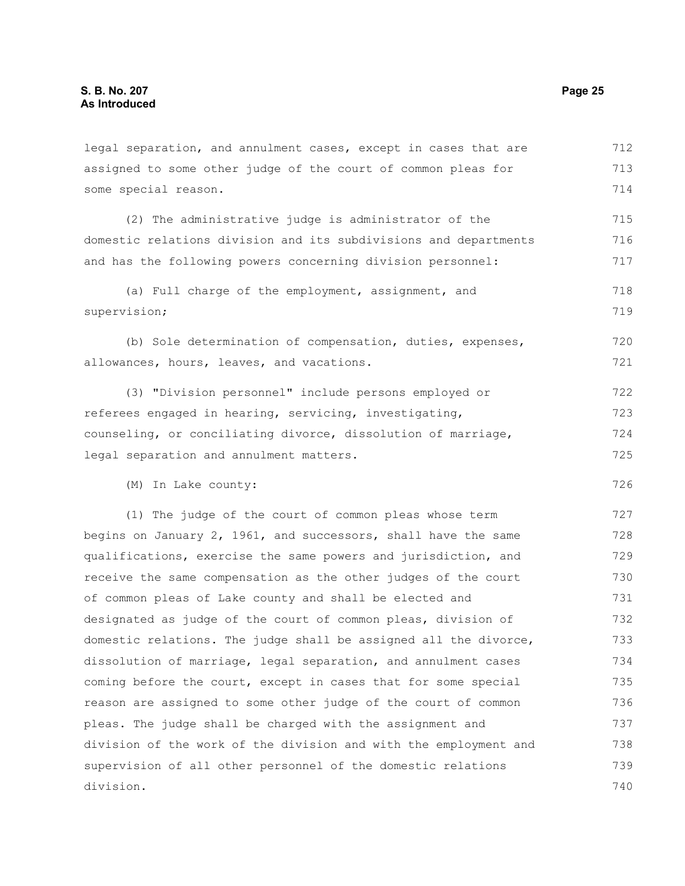legal separation, and annulment cases, except in cases that are assigned to some other judge of the court of common pleas for some special reason.

(2) The administrative judge is administrator of the domestic relations division and its subdivisions and departments and has the following powers concerning division personnel:

(a) Full charge of the employment, assignment, and supervision;

(b) Sole determination of compensation, duties, expenses, allowances, hours, leaves, and vacations.

(3) "Division personnel" include persons employed or referees engaged in hearing, servicing, investigating, counseling, or conciliating divorce, dissolution of marriage, legal separation and annulment matters.

(M) In Lake county:

(1) The judge of the court of common pleas whose term begins on January 2, 1961, and successors, shall have the same qualifications, exercise the same powers and jurisdiction, and receive the same compensation as the other judges of the court of common pleas of Lake county and shall be elected and designated as judge of the court of common pleas, division of domestic relations. The judge shall be assigned all the divorce, dissolution of marriage, legal separation, and annulment cases coming before the court, except in cases that for some special reason are assigned to some other judge of the court of common pleas. The judge shall be charged with the assignment and division of the work of the division and with the employment and supervision of all other personnel of the domestic relations division.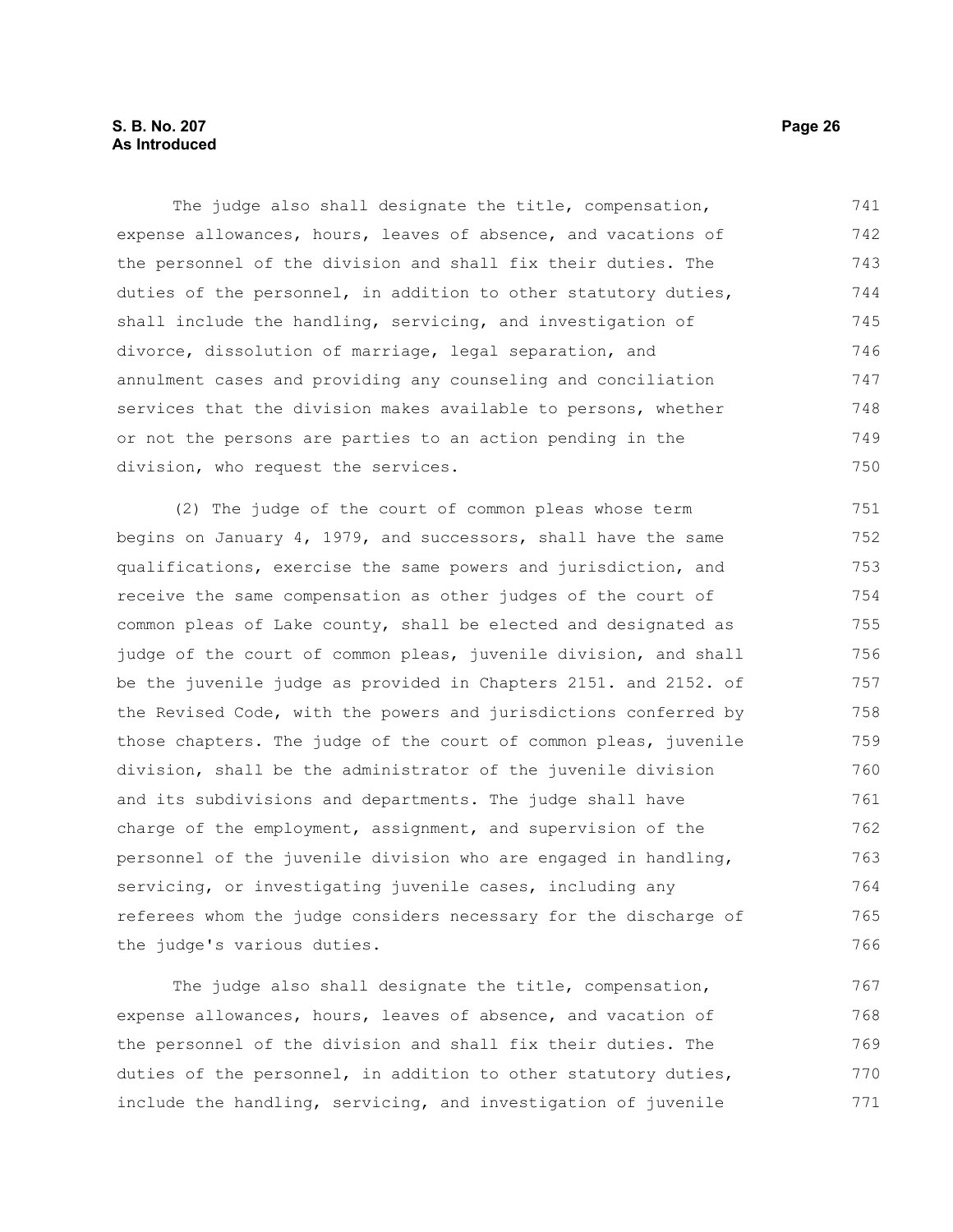The judge also shall designate the title, compensation, expense allowances, hours, leaves of absence, and vacations of the personnel of the division and shall fix their duties. The duties of the personnel, in addition to other statutory duties, shall include the handling, servicing, and investigation of divorce, dissolution of marriage, legal separation, and annulment cases and providing any counseling and conciliation services that the division makes available to persons, whether or not the persons are parties to an action pending in the division, who request the services.

(2) The judge of the court of common pleas whose term begins on January 4, 1979, and successors, shall have the same qualifications, exercise the same powers and jurisdiction, and receive the same compensation as other judges of the court of common pleas of Lake county, shall be elected and designated as judge of the court of common pleas, juvenile division, and shall be the juvenile judge as provided in Chapters 2151. and 2152. of the Revised Code, with the powers and jurisdictions conferred by those chapters. The judge of the court of common pleas, juvenile division, shall be the administrator of the juvenile division and its subdivisions and departments. The judge shall have charge of the employment, assignment, and supervision of the personnel of the juvenile division who are engaged in handling, servicing, or investigating juvenile cases, including any referees whom the judge considers necessary for the discharge of the judge's various duties.

The judge also shall designate the title, compensation, expense allowances, hours, leaves of absence, and vacation of the personnel of the division and shall fix their duties. The duties of the personnel, in addition to other statutory duties, include the handling, servicing, and investigation of juvenile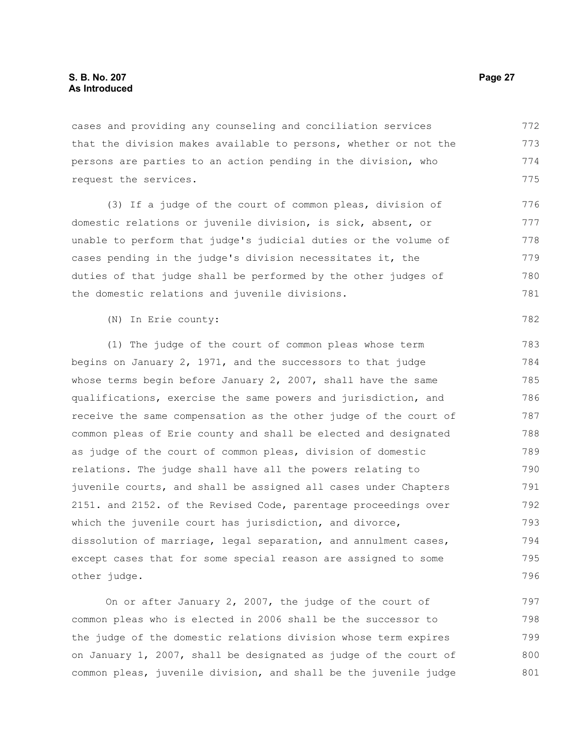cases and providing any counseling and conciliation services that the division makes available to persons, whether or not the persons are parties to an action pending in the division, who request the services.

(3) If a judge of the court of common pleas, division of domestic relations or juvenile division, is sick, absent, or unable to perform that judge's judicial duties or the volume of cases pending in the judge's division necessitates it, the duties of that judge shall be performed by the other judges of the domestic relations and juvenile divisions.

(N) In Erie county:

(1) The judge of the court of common pleas whose term begins on January 2, 1971, and the successors to that judge whose terms begin before January 2, 2007, shall have the same qualifications, exercise the same powers and jurisdiction, and receive the same compensation as the other judge of the court of common pleas of Erie county and shall be elected and designated as judge of the court of common pleas, division of domestic relations. The judge shall have all the powers relating to juvenile courts, and shall be assigned all cases under Chapters 2151. and 2152. of the Revised Code, parentage proceedings over which the juvenile court has jurisdiction, and divorce, dissolution of marriage, legal separation, and annulment cases, except cases that for some special reason are assigned to some other judge.

On or after January 2, 2007, the judge of the court of common pleas who is elected in 2006 shall be the successor to the judge of the domestic relations division whose term expires on January 1, 2007, shall be designated as judge of the court of common pleas, juvenile division, and shall be the juvenile judge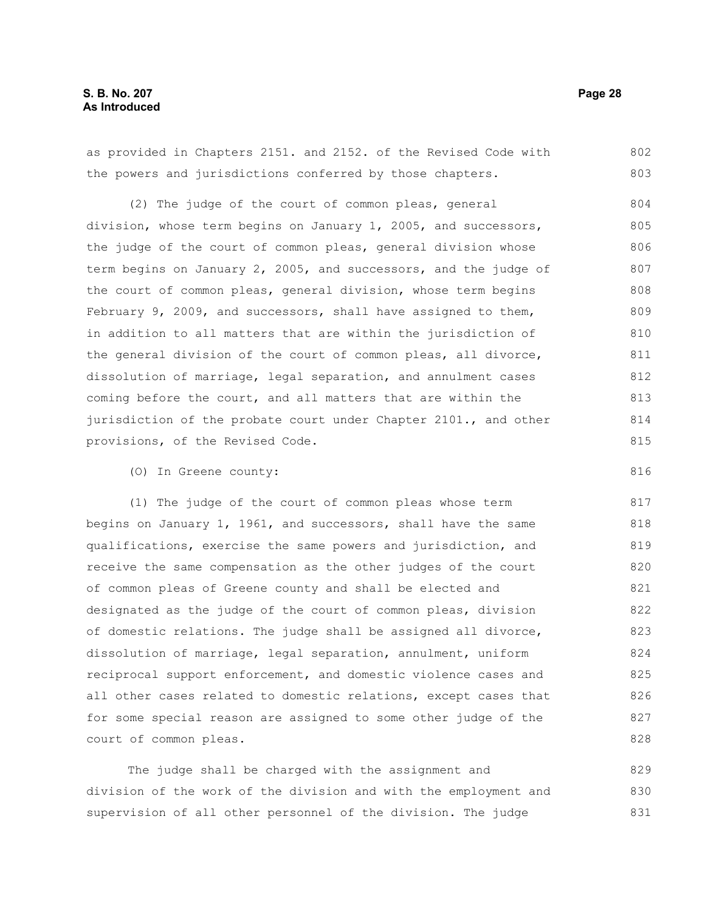as provided in Chapters 2151. and 2152. of the Revised Code with the powers and jurisdictions conferred by those chapters.

(2) The judge of the court of common pleas, general division, whose term begins on January 1, 2005, and successors, the judge of the court of common pleas, general division whose term begins on January 2, 2005, and successors, and the judge of the court of common pleas, general division, whose term begins February 9, 2009, and successors, shall have assigned to them, in addition to all matters that are within the jurisdiction of the general division of the court of common pleas, all divorce, dissolution of marriage, legal separation, and annulment cases coming before the court, and all matters that are within the jurisdiction of the probate court under Chapter 2101., and other provisions, of the Revised Code.

(O) In Greene county:

(1) The judge of the court of common pleas whose term begins on January 1, 1961, and successors, shall have the same qualifications, exercise the same powers and jurisdiction, and receive the same compensation as the other judges of the court of common pleas of Greene county and shall be elected and designated as the judge of the court of common pleas, division of domestic relations. The judge shall be assigned all divorce, dissolution of marriage, legal separation, annulment, uniform reciprocal support enforcement, and domestic violence cases and all other cases related to domestic relations, except cases that for some special reason are assigned to some other judge of the court of common pleas.

The judge shall be charged with the assignment and division of the work of the division and with the employment and supervision of all other personnel of the division. The judge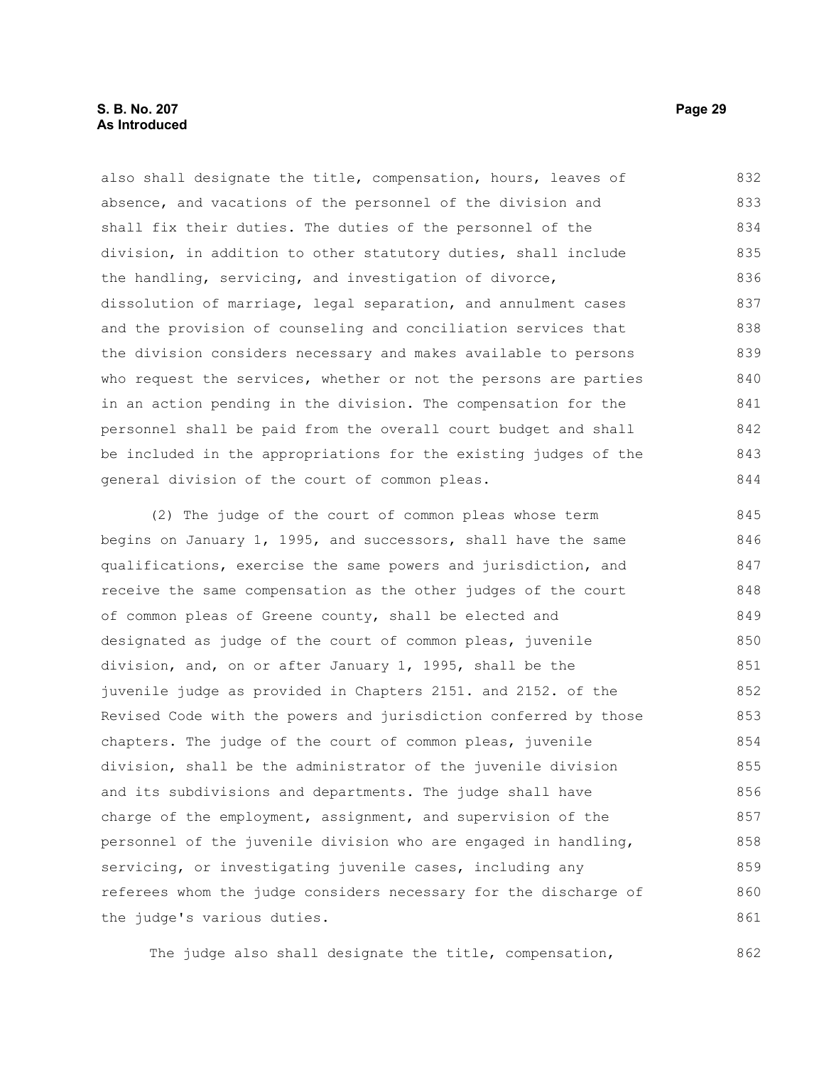also shall designate the title, compensation, hours, leaves of absence, and vacations of the personnel of the division and shall fix their duties. The duties of the personnel of the division, in addition to other statutory duties, shall include the handling, servicing, and investigation of divorce, dissolution of marriage, legal separation, and annulment cases and the provision of counseling and conciliation services that the division considers necessary and makes available to persons who request the services, whether or not the persons are parties in an action pending in the division. The compensation for the personnel shall be paid from the overall court budget and shall be included in the appropriations for the existing judges of the general division of the court of common pleas.

(2) The judge of the court of common pleas whose term begins on January 1, 1995, and successors, shall have the same qualifications, exercise the same powers and jurisdiction, and receive the same compensation as the other judges of the court of common pleas of Greene county, shall be elected and designated as judge of the court of common pleas, juvenile division, and, on or after January 1, 1995, shall be the juvenile judge as provided in Chapters 2151. and 2152. of the Revised Code with the powers and jurisdiction conferred by those chapters. The judge of the court of common pleas, juvenile division, shall be the administrator of the juvenile division and its subdivisions and departments. The judge shall have charge of the employment, assignment, and supervision of the personnel of the juvenile division who are engaged in handling, servicing, or investigating juvenile cases, including any referees whom the judge considers necessary for the discharge of the judge's various duties.

The judge also shall designate the title, compensation,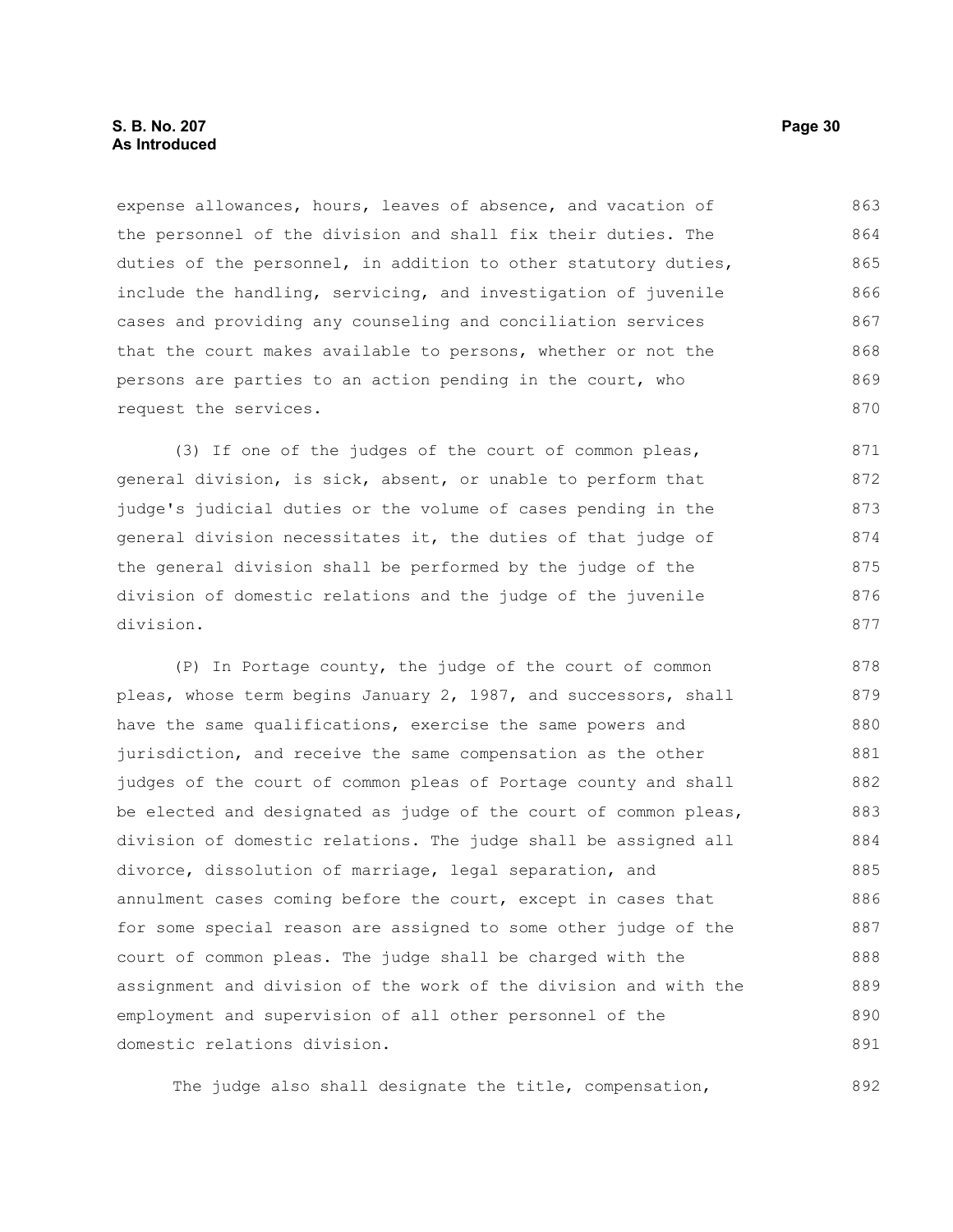expense allowances, hours, leaves of absence, and vacation of the personnel of the division and shall fix their duties. The duties of the personnel, in addition to other statutory duties, include the handling, servicing, and investigation of juvenile cases and providing any counseling and conciliation services that the court makes available to persons, whether or not the persons are parties to an action pending in the court, who request the services.

(3) If one of the judges of the court of common pleas, general division, is sick, absent, or unable to perform that judge's judicial duties or the volume of cases pending in the general division necessitates it, the duties of that judge of the general division shall be performed by the judge of the division of domestic relations and the judge of the juvenile division.

(P) In Portage county, the judge of the court of common pleas, whose term begins January 2, 1987, and successors, shall have the same qualifications, exercise the same powers and jurisdiction, and receive the same compensation as the other judges of the court of common pleas of Portage county and shall be elected and designated as judge of the court of common pleas, division of domestic relations. The judge shall be assigned all divorce, dissolution of marriage, legal separation, and annulment cases coming before the court, except in cases that for some special reason are assigned to some other judge of the court of common pleas. The judge shall be charged with the assignment and division of the work of the division and with the employment and supervision of all other personnel of the domestic relations division.

The judge also shall designate the title, compensation,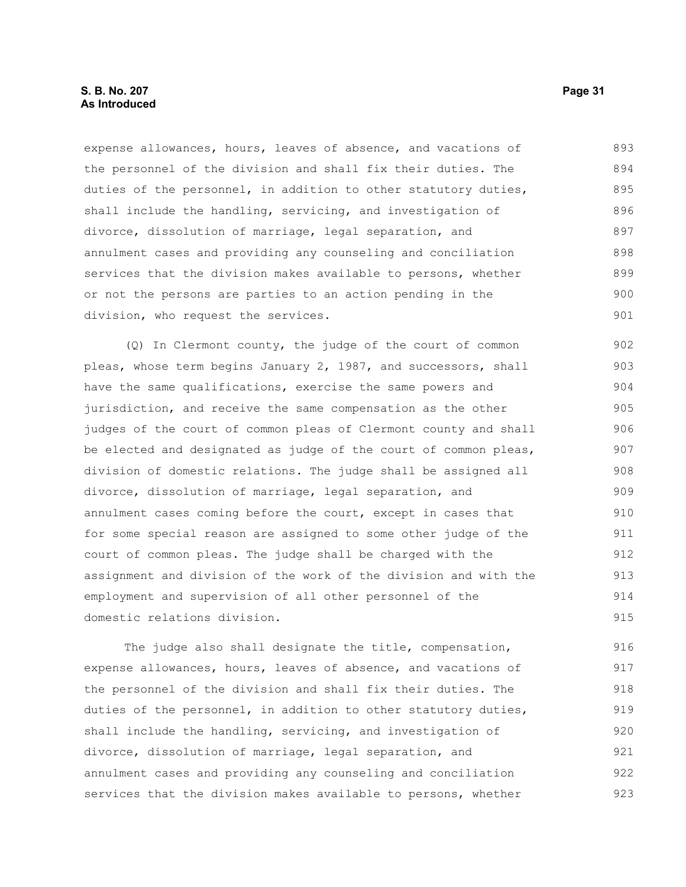expense allowances, hours, leaves of absence, and vacations of the personnel of the division and shall fix their duties. The duties of the personnel, in addition to other statutory duties, shall include the handling, servicing, and investigation of divorce, dissolution of marriage, legal separation, and annulment cases and providing any counseling and conciliation services that the division makes available to persons, whether or not the persons are parties to an action pending in the division, who request the services.

(Q) In Clermont county, the judge of the court of common pleas, whose term begins January 2, 1987, and successors, shall have the same qualifications, exercise the same powers and jurisdiction, and receive the same compensation as the other judges of the court of common pleas of Clermont county and shall be elected and designated as judge of the court of common pleas, division of domestic relations. The judge shall be assigned all divorce, dissolution of marriage, legal separation, and annulment cases coming before the court, except in cases that for some special reason are assigned to some other judge of the court of common pleas. The judge shall be charged with the assignment and division of the work of the division and with the employment and supervision of all other personnel of the domestic relations division.

The judge also shall designate the title, compensation, expense allowances, hours, leaves of absence, and vacations of the personnel of the division and shall fix their duties. The duties of the personnel, in addition to other statutory duties, shall include the handling, servicing, and investigation of divorce, dissolution of marriage, legal separation, and annulment cases and providing any counseling and conciliation services that the division makes available to persons, whether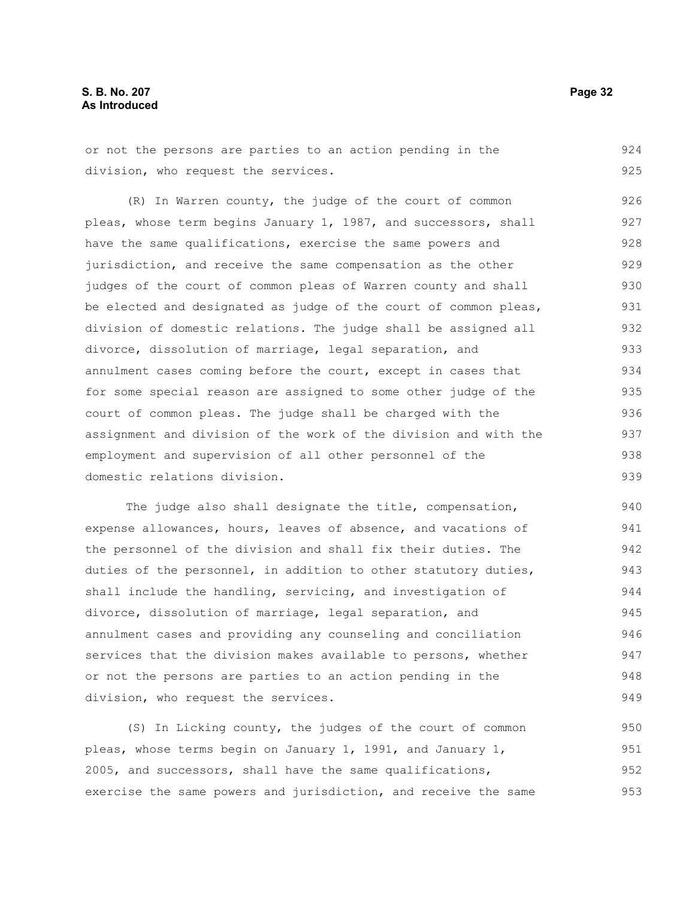or not the persons are parties to an action pending in the division, who request the services.

(R) In Warren county, the judge of the court of common pleas, whose term begins January 1, 1987, and successors, shall have the same qualifications, exercise the same powers and jurisdiction, and receive the same compensation as the other judges of the court of common pleas of Warren county and shall be elected and designated as judge of the court of common pleas, division of domestic relations. The judge shall be assigned all divorce, dissolution of marriage, legal separation, and annulment cases coming before the court, except in cases that for some special reason are assigned to some other judge of the court of common pleas. The judge shall be charged with the assignment and division of the work of the division and with the employment and supervision of all other personnel of the domestic relations division.

The judge also shall designate the title, compensation, expense allowances, hours, leaves of absence, and vacations of the personnel of the division and shall fix their duties. The duties of the personnel, in addition to other statutory duties, shall include the handling, servicing, and investigation of divorce, dissolution of marriage, legal separation, and annulment cases and providing any counseling and conciliation services that the division makes available to persons, whether or not the persons are parties to an action pending in the division, who request the services.

(S) In Licking county, the judges of the court of common pleas, whose terms begin on January 1, 1991, and January 1, 2005, and successors, shall have the same qualifications, exercise the same powers and jurisdiction, and receive the same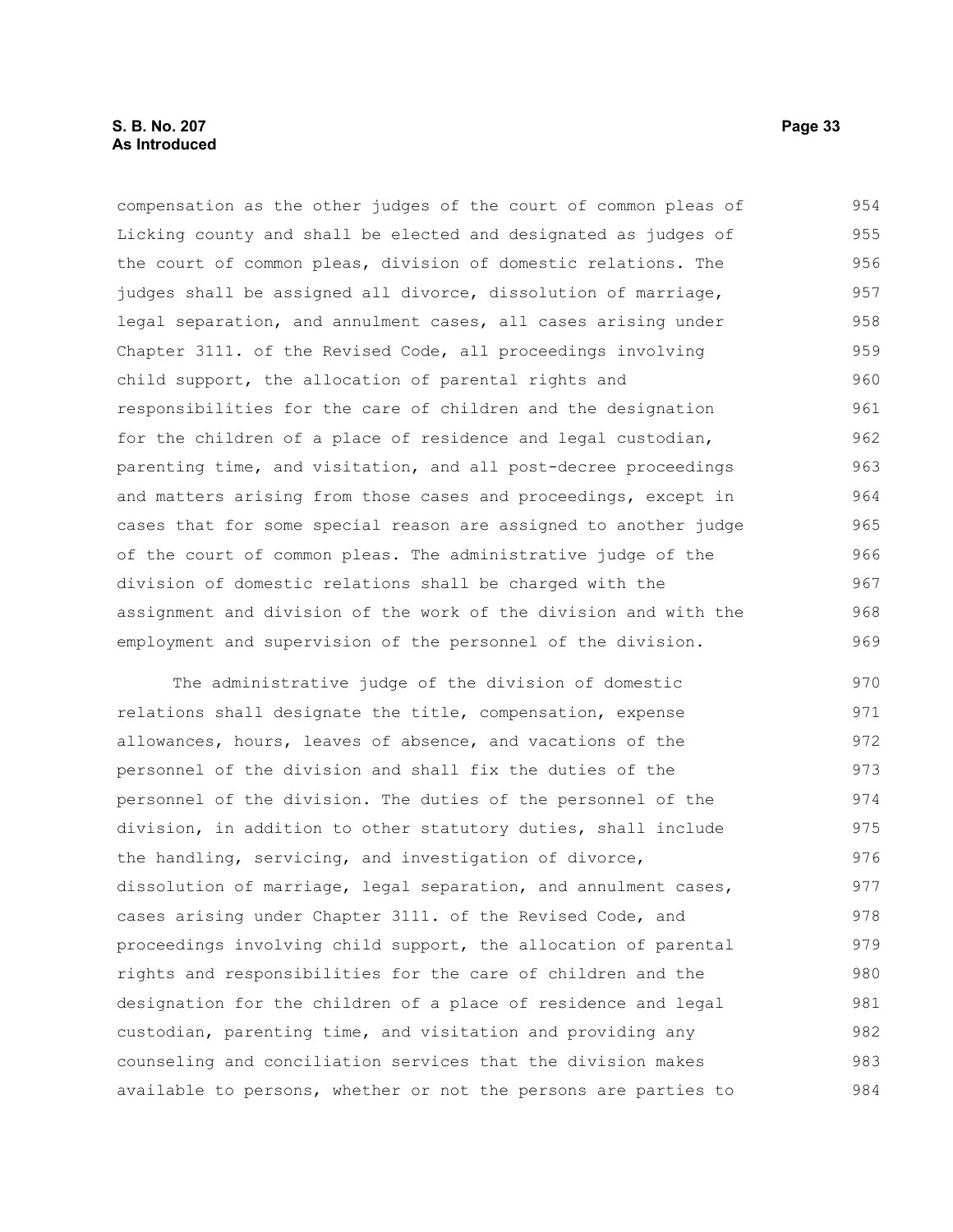compensation as the other judges of the court of common pleas of Licking county and shall be elected and designated as judges of the court of common pleas, division of domestic relations. The judges shall be assigned all divorce, dissolution of marriage, legal separation, and annulment cases, all cases arising under Chapter 3111. of the Revised Code, all proceedings involving child support, the allocation of parental rights and responsibilities for the care of children and the designation for the children of a place of residence and legal custodian, parenting time, and visitation, and all post-decree proceedings and matters arising from those cases and proceedings, except in cases that for some special reason are assigned to another judge of the court of common pleas. The administrative judge of the division of domestic relations shall be charged with the assignment and division of the work of the division and with the employment and supervision of the personnel of the division.

The administrative judge of the division of domestic relations shall designate the title, compensation, expense allowances, hours, leaves of absence, and vacations of the personnel of the division and shall fix the duties of the personnel of the division. The duties of the personnel of the division, in addition to other statutory duties, shall include the handling, servicing, and investigation of divorce, dissolution of marriage, legal separation, and annulment cases, cases arising under Chapter 3111. of the Revised Code, and proceedings involving child support, the allocation of parental rights and responsibilities for the care of children and the designation for the children of a place of residence and legal custodian, parenting time, and visitation and providing any counseling and conciliation services that the division makes available to persons, whether or not the persons are parties to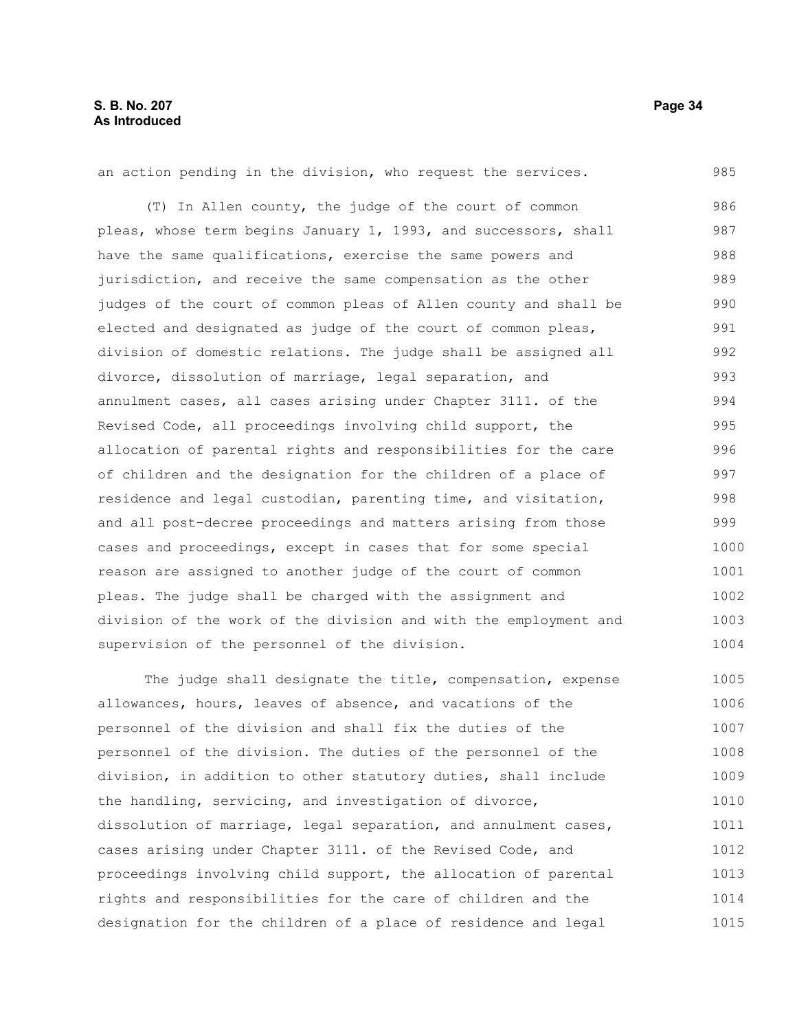an action pending in the division, who request the services.

(T) In Allen county, the judge of the court of common pleas, whose term begins January 1, 1993, and successors, shall have the same qualifications, exercise the same powers and jurisdiction, and receive the same compensation as the other judges of the court of common pleas of Allen county and shall be elected and designated as judge of the court of common pleas, division of domestic relations. The judge shall be assigned all divorce, dissolution of marriage, legal separation, and annulment cases, all cases arising under Chapter 3111. of the Revised Code, all proceedings involving child support, the allocation of parental rights and responsibilities for the care of children and the designation for the children of a place of residence and legal custodian, parenting time, and visitation, and all post-decree proceedings and matters arising from those cases and proceedings, except in cases that for some special reason are assigned to another judge of the court of common pleas. The judge shall be charged with the assignment and division of the work of the division and with the employment and supervision of the personnel of the division.

The judge shall designate the title, compensation, expense allowances, hours, leaves of absence, and vacations of the personnel of the division and shall fix the duties of the personnel of the division. The duties of the personnel of the division, in addition to other statutory duties, shall include the handling, servicing, and investigation of divorce, dissolution of marriage, legal separation, and annulment cases, cases arising under Chapter 3111. of the Revised Code, and proceedings involving child support, the allocation of parental rights and responsibilities for the care of children and the designation for the children of a place of residence and legal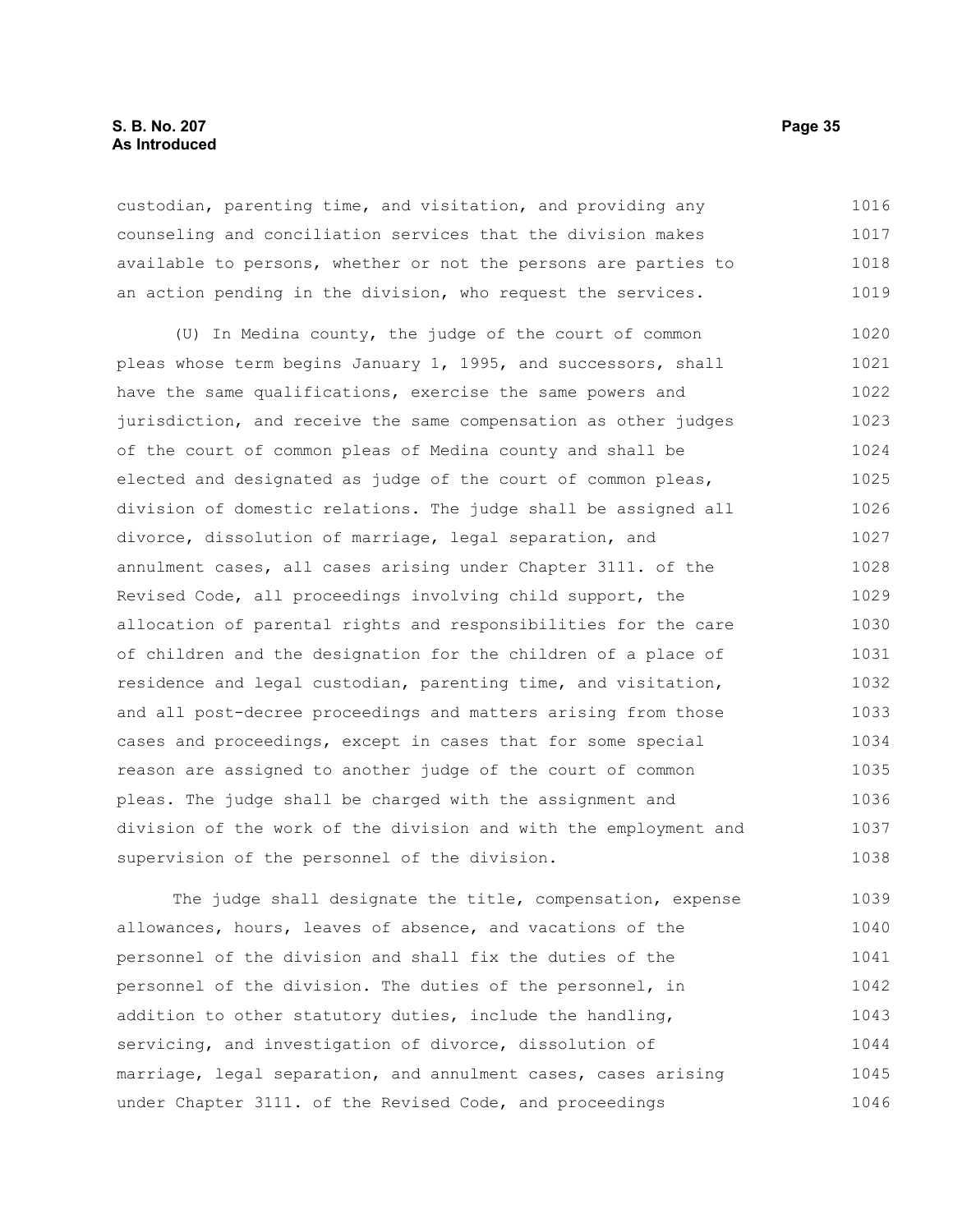custodian, parenting time, and visitation, and providing any counseling and conciliation services that the division makes available to persons, whether or not the persons are parties to an action pending in the division, who request the services.

(U) In Medina county, the judge of the court of common pleas whose term begins January 1, 1995, and successors, shall have the same qualifications, exercise the same powers and jurisdiction, and receive the same compensation as other judges of the court of common pleas of Medina county and shall be elected and designated as judge of the court of common pleas, division of domestic relations. The judge shall be assigned all divorce, dissolution of marriage, legal separation, and annulment cases, all cases arising under Chapter 3111. of the Revised Code, all proceedings involving child support, the allocation of parental rights and responsibilities for the care of children and the designation for the children of a place of residence and legal custodian, parenting time, and visitation, and all post-decree proceedings and matters arising from those cases and proceedings, except in cases that for some special reason are assigned to another judge of the court of common pleas. The judge shall be charged with the assignment and division of the work of the division and with the employment and supervision of the personnel of the division.

The judge shall designate the title, compensation, expense allowances, hours, leaves of absence, and vacations of the personnel of the division and shall fix the duties of the personnel of the division. The duties of the personnel, in addition to other statutory duties, include the handling, servicing, and investigation of divorce, dissolution of marriage, legal separation, and annulment cases, cases arising under Chapter 3111. of the Revised Code, and proceedings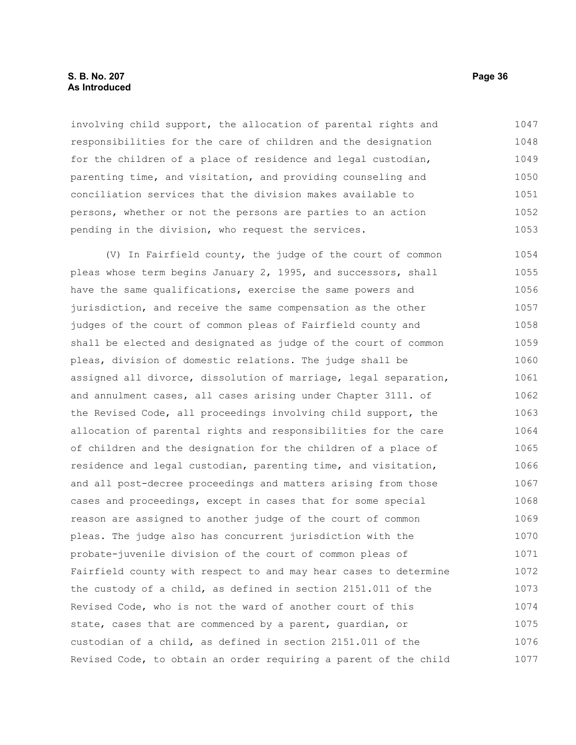involving child support, the allocation of parental rights and responsibilities for the care of children and the designation for the children of a place of residence and legal custodian, parenting time, and visitation, and providing counseling and conciliation services that the division makes available to persons, whether or not the persons are parties to an action pending in the division, who request the services.

(V) In Fairfield county, the judge of the court of common pleas whose term begins January 2, 1995, and successors, shall have the same qualifications, exercise the same powers and jurisdiction, and receive the same compensation as the other judges of the court of common pleas of Fairfield county and shall be elected and designated as judge of the court of common pleas, division of domestic relations. The judge shall be assigned all divorce, dissolution of marriage, legal separation, and annulment cases, all cases arising under Chapter 3111. of the Revised Code, all proceedings involving child support, the allocation of parental rights and responsibilities for the care of children and the designation for the children of a place of residence and legal custodian, parenting time, and visitation, and all post-decree proceedings and matters arising from those cases and proceedings, except in cases that for some special reason are assigned to another judge of the court of common pleas. The judge also has concurrent jurisdiction with the probate-juvenile division of the court of common pleas of Fairfield county with respect to and may hear cases to determine the custody of a child, as defined in section 2151.011 of the Revised Code, who is not the ward of another court of this state, cases that are commenced by a parent, guardian, or custodian of a child, as defined in section 2151.011 of the Revised Code, to obtain an order requiring a parent of the child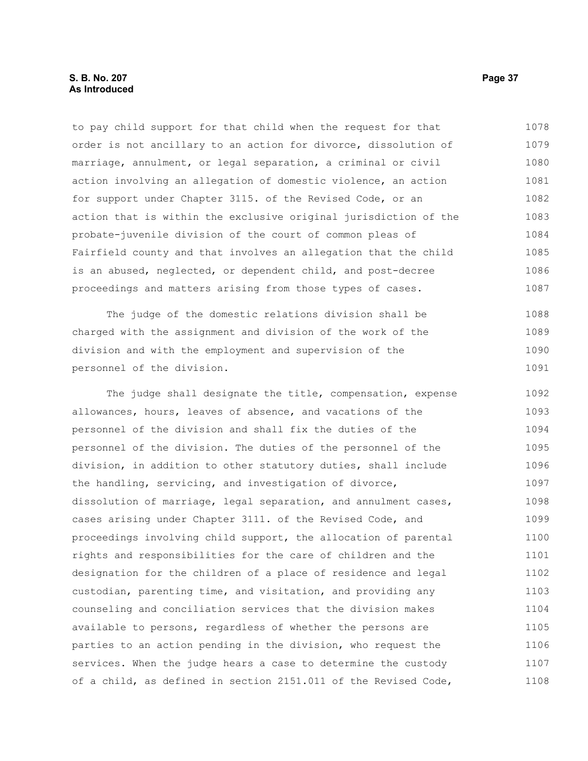to pay child support for that child when the request for that order is not ancillary to an action for divorce, dissolution of marriage, annulment, or legal separation, a criminal or civil action involving an allegation of domestic violence, an action for support under Chapter 3115. of the Revised Code, or an action that is within the exclusive original jurisdiction of the probate-juvenile division of the court of common pleas of Fairfield county and that involves an allegation that the child is an abused, neglected, or dependent child, and post-decree proceedings and matters arising from those types of cases.

The judge of the domestic relations division shall be charged with the assignment and division of the work of the division and with the employment and supervision of the personnel of the division.

The judge shall designate the title, compensation, expense allowances, hours, leaves of absence, and vacations of the personnel of the division and shall fix the duties of the personnel of the division. The duties of the personnel of the division, in addition to other statutory duties, shall include the handling, servicing, and investigation of divorce, dissolution of marriage, legal separation, and annulment cases, cases arising under Chapter 3111. of the Revised Code, and proceedings involving child support, the allocation of parental rights and responsibilities for the care of children and the designation for the children of a place of residence and legal custodian, parenting time, and visitation, and providing any counseling and conciliation services that the division makes available to persons, regardless of whether the persons are parties to an action pending in the division, who request the services. When the judge hears a case to determine the custody of a child, as defined in section 2151.011 of the Revised Code,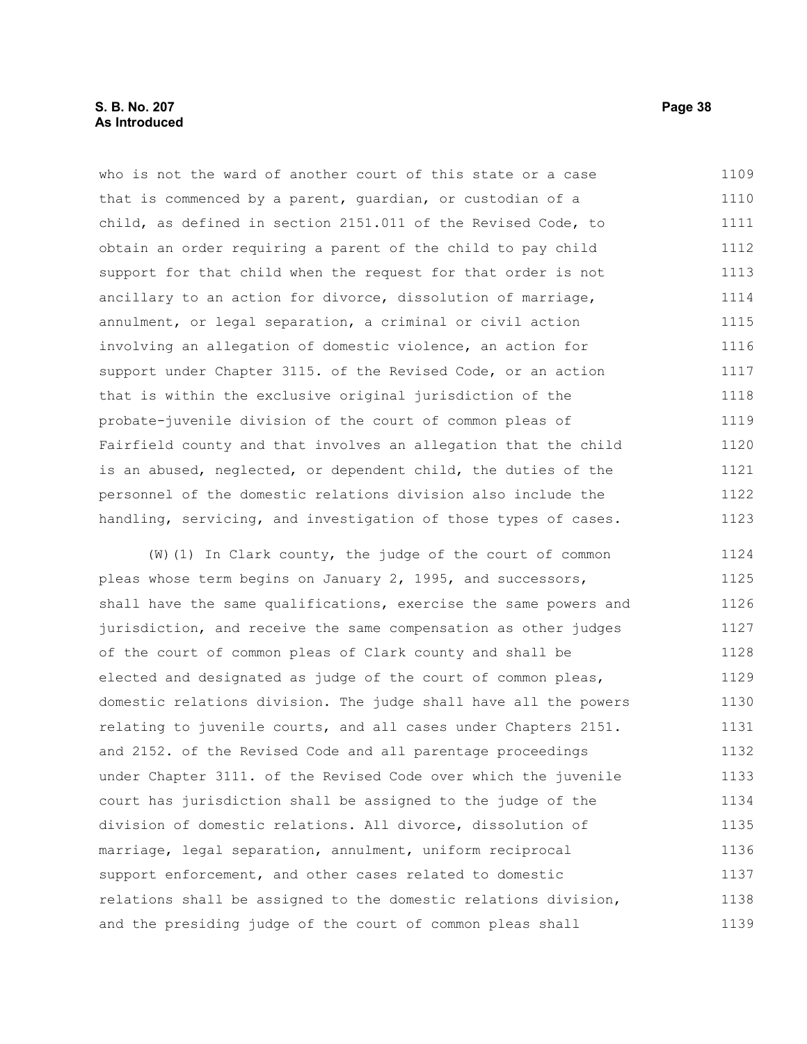who is not the ward of another court of this state or a case that is commenced by a parent, guardian, or custodian of a child, as defined in section 2151.011 of the Revised Code, to obtain an order requiring a parent of the child to pay child support for that child when the request for that order is not ancillary to an action for divorce, dissolution of marriage, annulment, or legal separation, a criminal or civil action involving an allegation of domestic violence, an action for support under Chapter 3115. of the Revised Code, or an action that is within the exclusive original jurisdiction of the probate-juvenile division of the court of common pleas of Fairfield county and that involves an allegation that the child is an abused, neglected, or dependent child, the duties of the personnel of the domestic relations division also include the handling, servicing, and investigation of those types of cases.

(W)(1) In Clark county, the judge of the court of common pleas whose term begins on January 2, 1995, and successors, shall have the same qualifications, exercise the same powers and jurisdiction, and receive the same compensation as other judges of the court of common pleas of Clark county and shall be elected and designated as judge of the court of common pleas, domestic relations division. The judge shall have all the powers relating to juvenile courts, and all cases under Chapters 2151. and 2152. of the Revised Code and all parentage proceedings under Chapter 3111. of the Revised Code over which the juvenile court has jurisdiction shall be assigned to the judge of the division of domestic relations. All divorce, dissolution of marriage, legal separation, annulment, uniform reciprocal support enforcement, and other cases related to domestic relations shall be assigned to the domestic relations division, and the presiding judge of the court of common pleas shall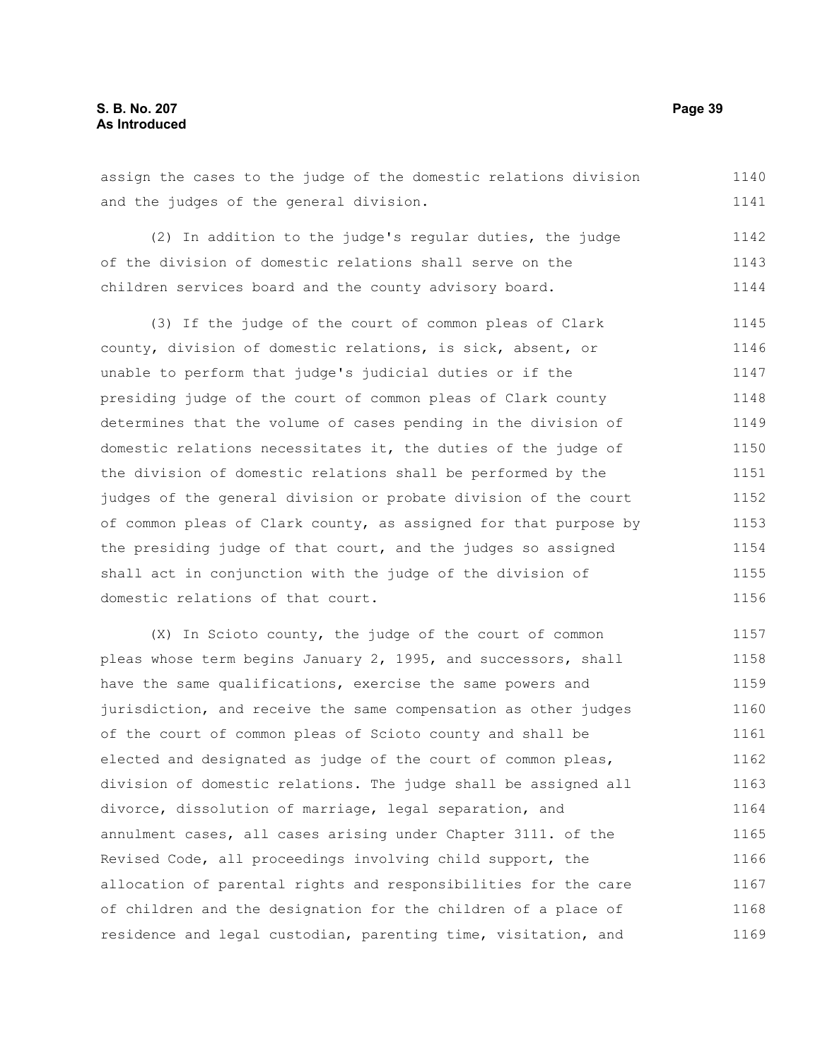assign the cases to the judge of the domestic relations division and the judges of the general division.

(2) In addition to the judge's regular duties, the judge of the division of domestic relations shall serve on the children services board and the county advisory board.

(3) If the judge of the court of common pleas of Clark county, division of domestic relations, is sick, absent, or unable to perform that judge's judicial duties or if the presiding judge of the court of common pleas of Clark county determines that the volume of cases pending in the division of domestic relations necessitates it, the duties of the judge of the division of domestic relations shall be performed by the judges of the general division or probate division of the court of common pleas of Clark county, as assigned for that purpose by the presiding judge of that court, and the judges so assigned shall act in conjunction with the judge of the division of domestic relations of that court.

(X) In Scioto county, the judge of the court of common pleas whose term begins January 2, 1995, and successors, shall have the same qualifications, exercise the same powers and jurisdiction, and receive the same compensation as other judges of the court of common pleas of Scioto county and shall be elected and designated as judge of the court of common pleas, division of domestic relations. The judge shall be assigned all divorce, dissolution of marriage, legal separation, and annulment cases, all cases arising under Chapter 3111. of the Revised Code, all proceedings involving child support, the allocation of parental rights and responsibilities for the care of children and the designation for the children of a place of residence and legal custodian, parenting time, visitation, and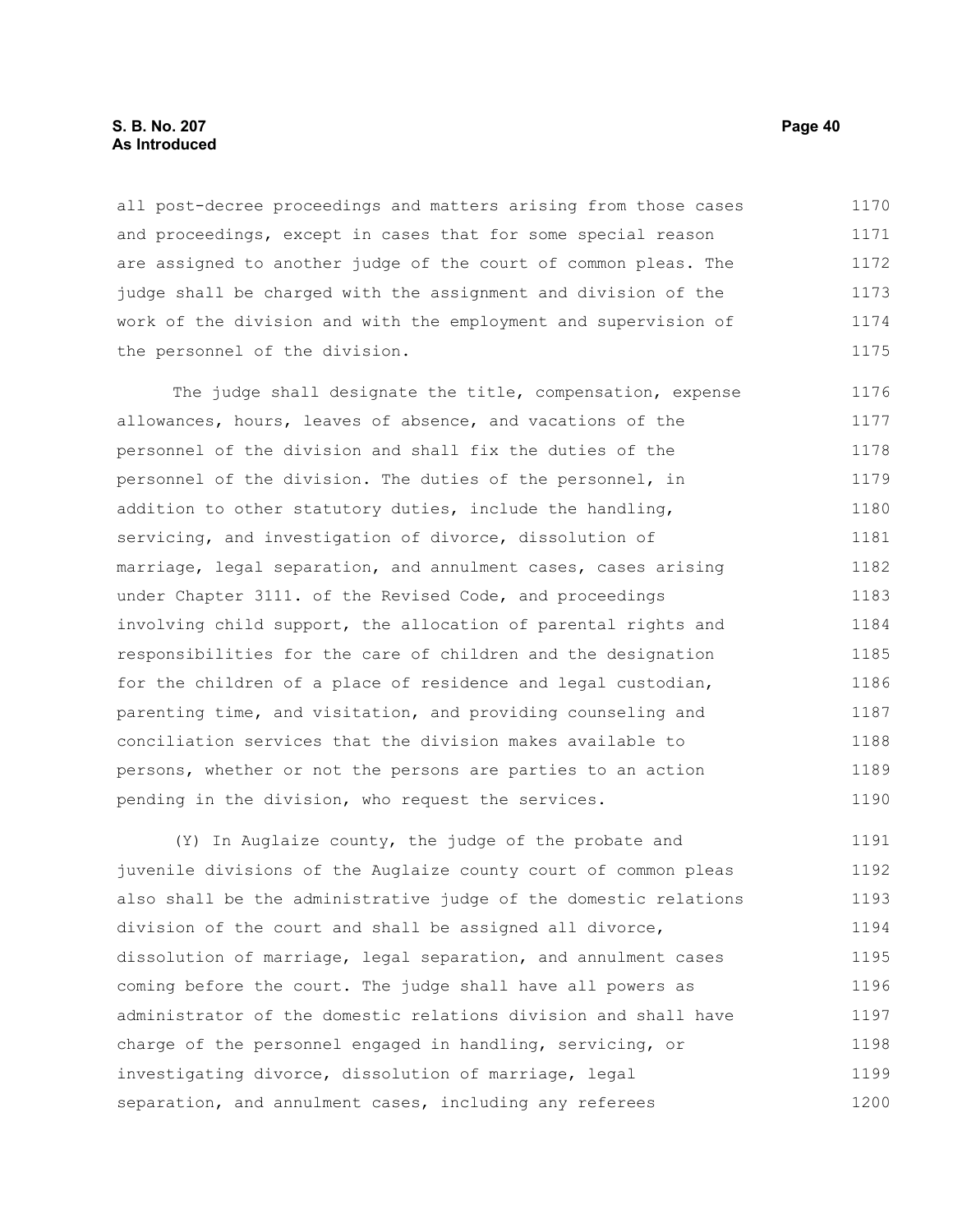all post-decree proceedings and matters arising from those cases and proceedings, except in cases that for some special reason are assigned to another judge of the court of common pleas. The judge shall be charged with the assignment and division of the work of the division and with the employment and supervision of the personnel of the division.

The judge shall designate the title, compensation, expense allowances, hours, leaves of absence, and vacations of the personnel of the division and shall fix the duties of the personnel of the division. The duties of the personnel, in addition to other statutory duties, include the handling, servicing, and investigation of divorce, dissolution of marriage, legal separation, and annulment cases, cases arising under Chapter 3111. of the Revised Code, and proceedings involving child support, the allocation of parental rights and responsibilities for the care of children and the designation for the children of a place of residence and legal custodian, parenting time, and visitation, and providing counseling and conciliation services that the division makes available to persons, whether or not the persons are parties to an action pending in the division, who request the services.

(Y) In Auglaize county, the judge of the probate and juvenile divisions of the Auglaize county court of common pleas also shall be the administrative judge of the domestic relations division of the court and shall be assigned all divorce, dissolution of marriage, legal separation, and annulment cases coming before the court. The judge shall have all powers as administrator of the domestic relations division and shall have charge of the personnel engaged in handling, servicing, or investigating divorce, dissolution of marriage, legal separation, and annulment cases, including any referees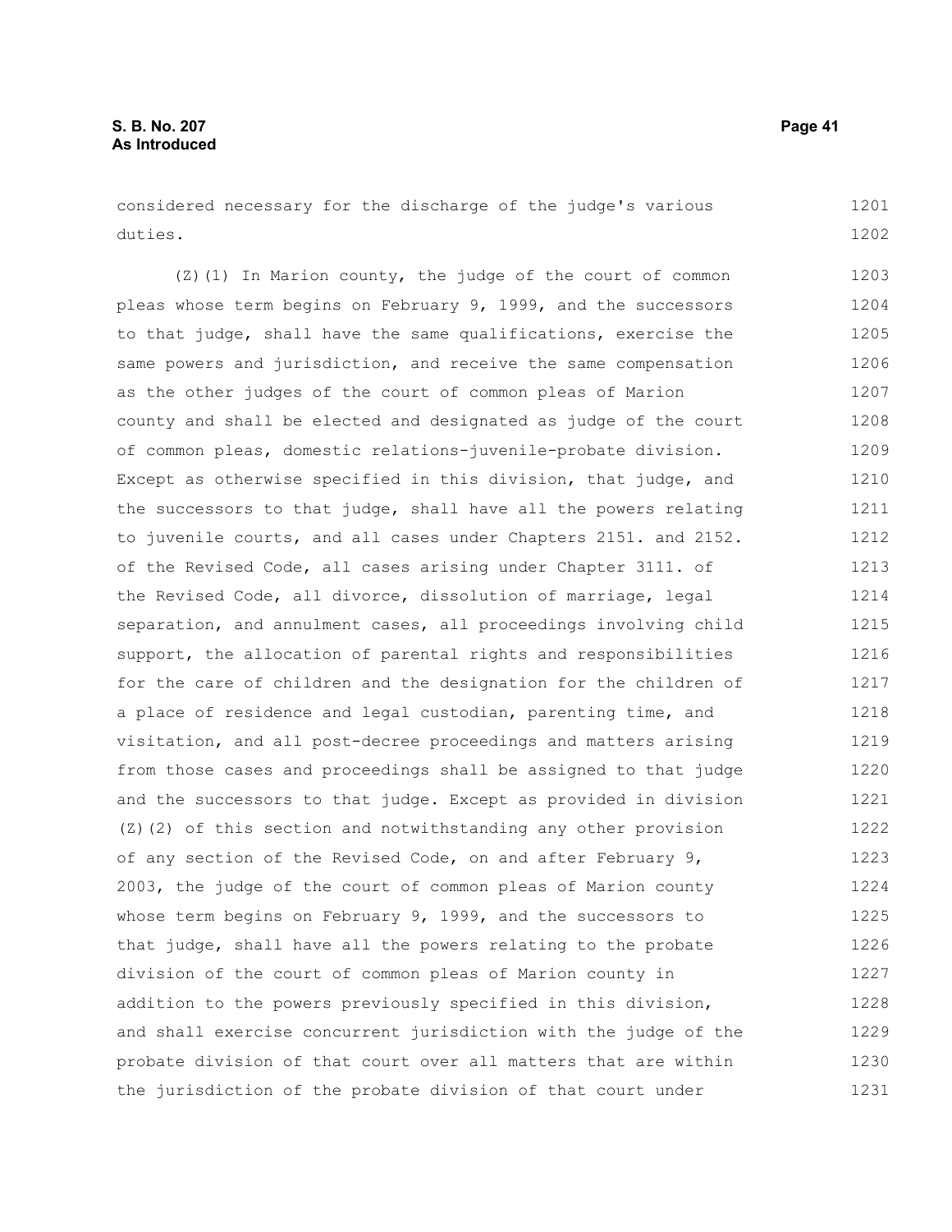considered necessary for the discharge of the judge's various duties.

(Z)(1) In Marion county, the judge of the court of common pleas whose term begins on February 9, 1999, and the successors to that judge, shall have the same qualifications, exercise the same powers and jurisdiction, and receive the same compensation as the other judges of the court of common pleas of Marion county and shall be elected and designated as judge of the court of common pleas, domestic relations-juvenile-probate division. Except as otherwise specified in this division, that judge, and the successors to that judge, shall have all the powers relating to juvenile courts, and all cases under Chapters 2151. and 2152. of the Revised Code, all cases arising under Chapter 3111. of the Revised Code, all divorce, dissolution of marriage, legal separation, and annulment cases, all proceedings involving child support, the allocation of parental rights and responsibilities for the care of children and the designation for the children of a place of residence and legal custodian, parenting time, and visitation, and all post-decree proceedings and matters arising from those cases and proceedings shall be assigned to that judge and the successors to that judge. Except as provided in division (Z)(2) of this section and notwithstanding any other provision of any section of the Revised Code, on and after February 9, 2003, the judge of the court of common pleas of Marion county whose term begins on February 9, 1999, and the successors to that judge, shall have all the powers relating to the probate division of the court of common pleas of Marion county in addition to the powers previously specified in this division, and shall exercise concurrent jurisdiction with the judge of the probate division of that court over all matters that are within the jurisdiction of the probate division of that court under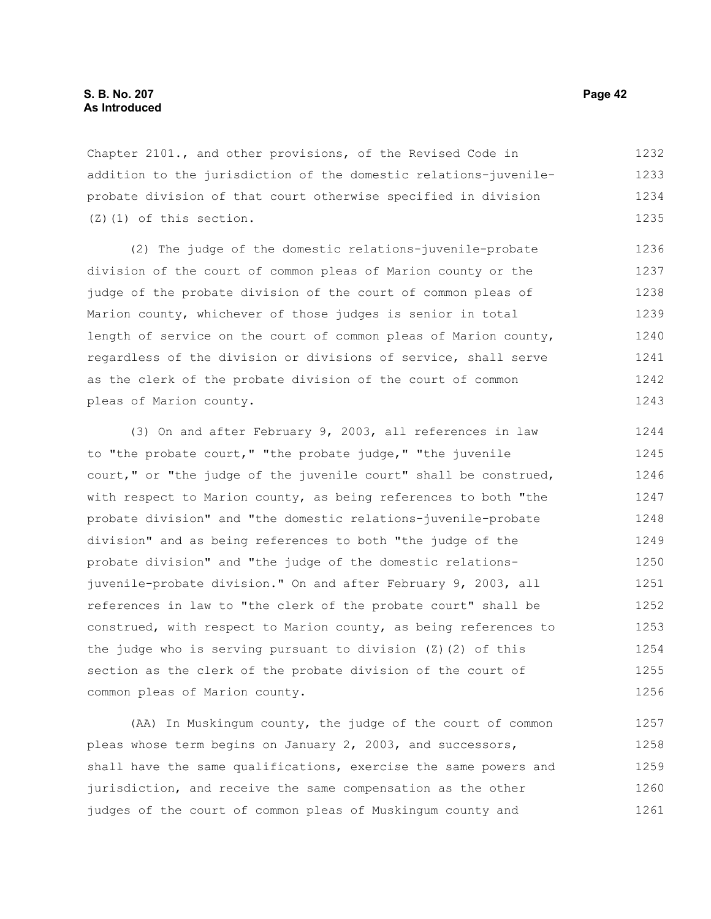Chapter 2101., and other provisions, of the Revised Code in addition to the jurisdiction of the domestic relations-juvenile-probate division of that court otherwise specified in division (Z)(1) of this section.

(2) The judge of the domestic relations-juvenile-probate division of the court of common pleas of Marion county or the judge of the probate division of the court of common pleas of Marion county, whichever of those judges is senior in total length of service on the court of common pleas of Marion county, regardless of the division or divisions of service, shall serve as the clerk of the probate division of the court of common pleas of Marion county.

(3) On and after February 9, 2003, all references in law to "the probate court," "the probate judge," "the juvenile court," or "the judge of the juvenile court" shall be construed, with respect to Marion county, as being references to both "the probate division" and "the domestic relations-juvenile-probate division" and as being references to both "the judge of the probate division" and "the judge of the domestic relations-juvenile-probate division." On and after February 9, 2003, all references in law to "the clerk of the probate court" shall be construed, with respect to Marion county, as being references to the judge who is serving pursuant to division (Z)(2) of this section as the clerk of the probate division of the court of common pleas of Marion county.

(AA) In Muskingum county, the judge of the court of common pleas whose term begins on January 2, 2003, and successors, shall have the same qualifications, exercise the same powers and jurisdiction, and receive the same compensation as the other judges of the court of common pleas of Muskingum county and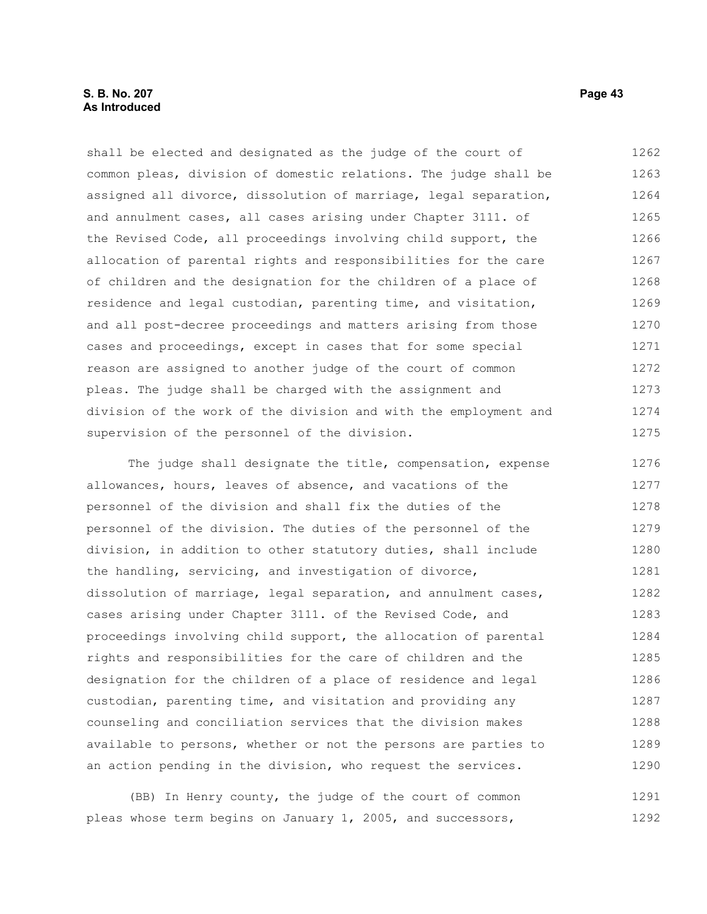shall be elected and designated as the judge of the court of common pleas, division of domestic relations. The judge shall be assigned all divorce, dissolution of marriage, legal separation, and annulment cases, all cases arising under Chapter 3111. of the Revised Code, all proceedings involving child support, the allocation of parental rights and responsibilities for the care of children and the designation for the children of a place of residence and legal custodian, parenting time, and visitation, and all post-decree proceedings and matters arising from those cases and proceedings, except in cases that for some special reason are assigned to another judge of the court of common pleas. The judge shall be charged with the assignment and division of the work of the division and with the employment and supervision of the personnel of the division.

The judge shall designate the title, compensation, expense allowances, hours, leaves of absence, and vacations of the personnel of the division and shall fix the duties of the personnel of the division. The duties of the personnel of the division, in addition to other statutory duties, shall include the handling, servicing, and investigation of divorce, dissolution of marriage, legal separation, and annulment cases, cases arising under Chapter 3111. of the Revised Code, and proceedings involving child support, the allocation of parental rights and responsibilities for the care of children and the designation for the children of a place of residence and legal custodian, parenting time, and visitation and providing any counseling and conciliation services that the division makes available to persons, whether or not the persons are parties to an action pending in the division, who request the services.

(BB) In Henry county, the judge of the court of common pleas whose term begins on January 1, 2005, and successors,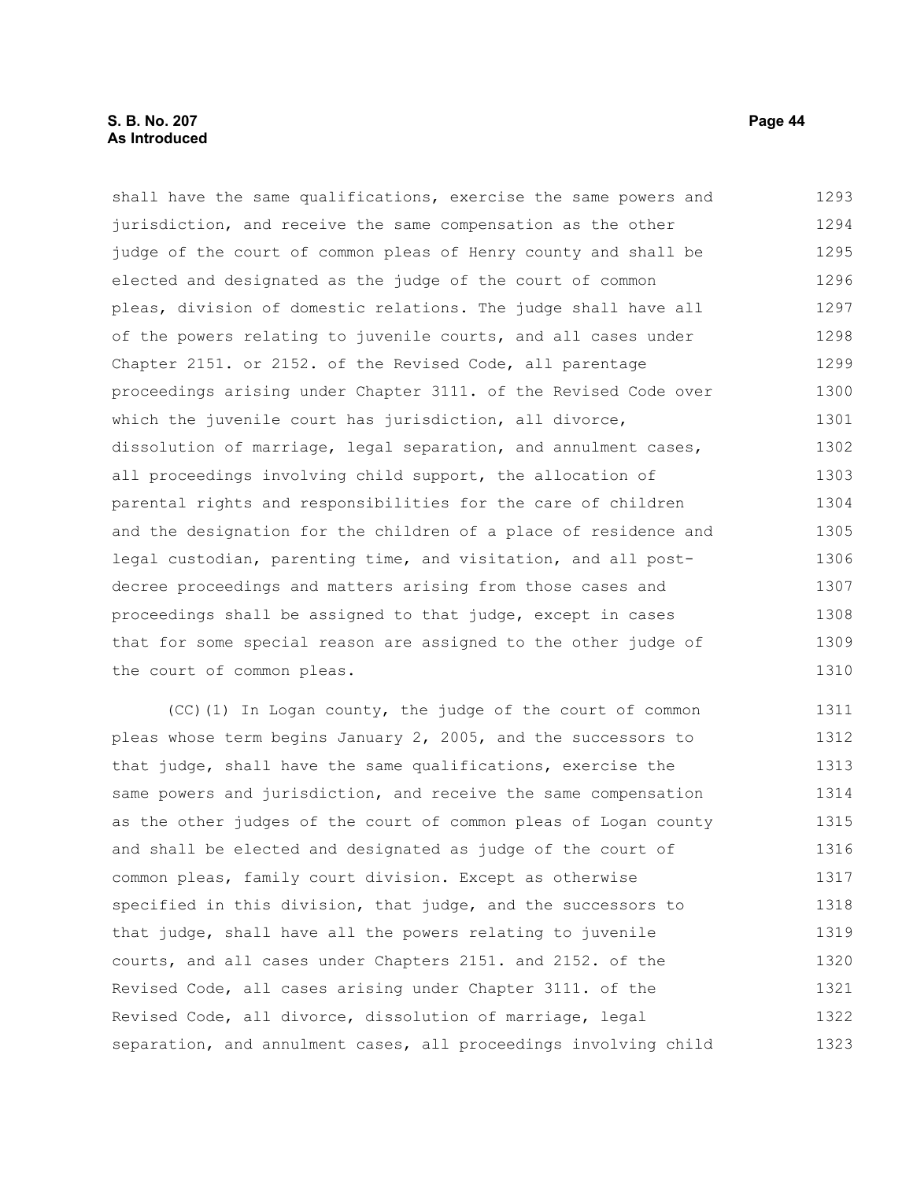shall have the same qualifications, exercise the same powers and jurisdiction, and receive the same compensation as the other judge of the court of common pleas of Henry county and shall be elected and designated as the judge of the court of common pleas, division of domestic relations. The judge shall have all of the powers relating to juvenile courts, and all cases under Chapter 2151. or 2152. of the Revised Code, all parentage proceedings arising under Chapter 3111. of the Revised Code over which the juvenile court has jurisdiction, all divorce, dissolution of marriage, legal separation, and annulment cases, all proceedings involving child support, the allocation of parental rights and responsibilities for the care of children and the designation for the children of a place of residence and legal custodian, parenting time, and visitation, and all post-decree proceedings and matters arising from those cases and proceedings shall be assigned to that judge, except in cases that for some special reason are assigned to the other judge of the court of common pleas.

(CC)(1) In Logan county, the judge of the court of common pleas whose term begins January 2, 2005, and the successors to that judge, shall have the same qualifications, exercise the same powers and jurisdiction, and receive the same compensation as the other judges of the court of common pleas of Logan county and shall be elected and designated as judge of the court of common pleas, family court division. Except as otherwise specified in this division, that judge, and the successors to that judge, shall have all the powers relating to juvenile courts, and all cases under Chapters 2151. and 2152. of the Revised Code, all cases arising under Chapter 3111. of the Revised Code, all divorce, dissolution of marriage, legal separation, and annulment cases, all proceedings involving child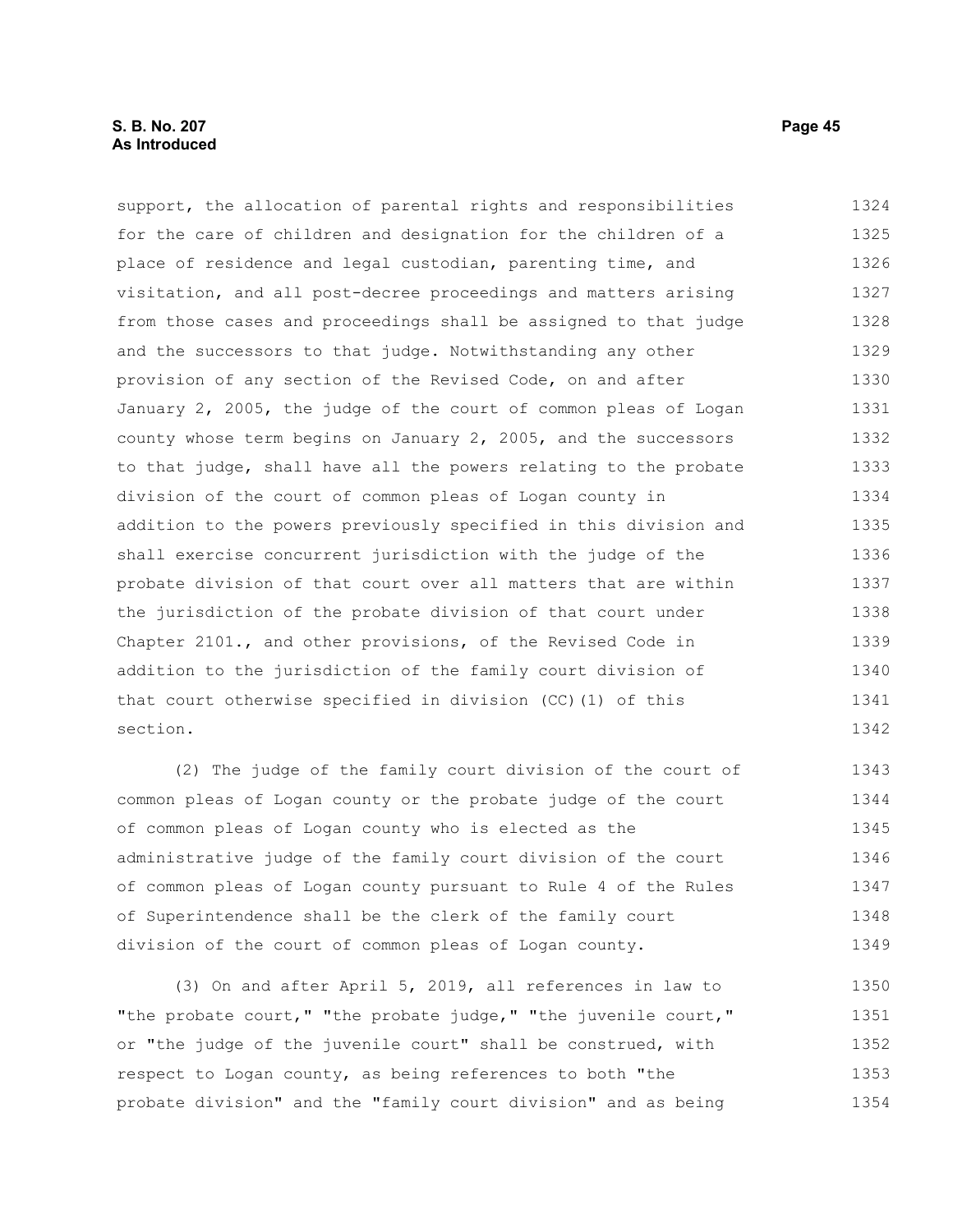support, the allocation of parental rights and responsibilities for the care of children and designation for the children of a place of residence and legal custodian, parenting time, and visitation, and all post-decree proceedings and matters arising from those cases and proceedings shall be assigned to that judge and the successors to that judge. Notwithstanding any other provision of any section of the Revised Code, on and after January 2, 2005, the judge of the court of common pleas of Logan county whose term begins on January 2, 2005, and the successors to that judge, shall have all the powers relating to the probate division of the court of common pleas of Logan county in addition to the powers previously specified in this division and shall exercise concurrent jurisdiction with the judge of the probate division of that court over all matters that are within the jurisdiction of the probate division of that court under Chapter 2101., and other provisions, of the Revised Code in addition to the jurisdiction of the family court division of that court otherwise specified in division (CC)(1) of this section.

(2) The judge of the family court division of the court of common pleas of Logan county or the probate judge of the court of common pleas of Logan county who is elected as the administrative judge of the family court division of the court of common pleas of Logan county pursuant to Rule 4 of the Rules of Superintendence shall be the clerk of the family court division of the court of common pleas of Logan county.

(3) On and after April 5, 2019, all references in law to "the probate court," "the probate judge," "the juvenile court," or "the judge of the juvenile court" shall be construed, with respect to Logan county, as being references to both "the probate division" and the "family court division" and as being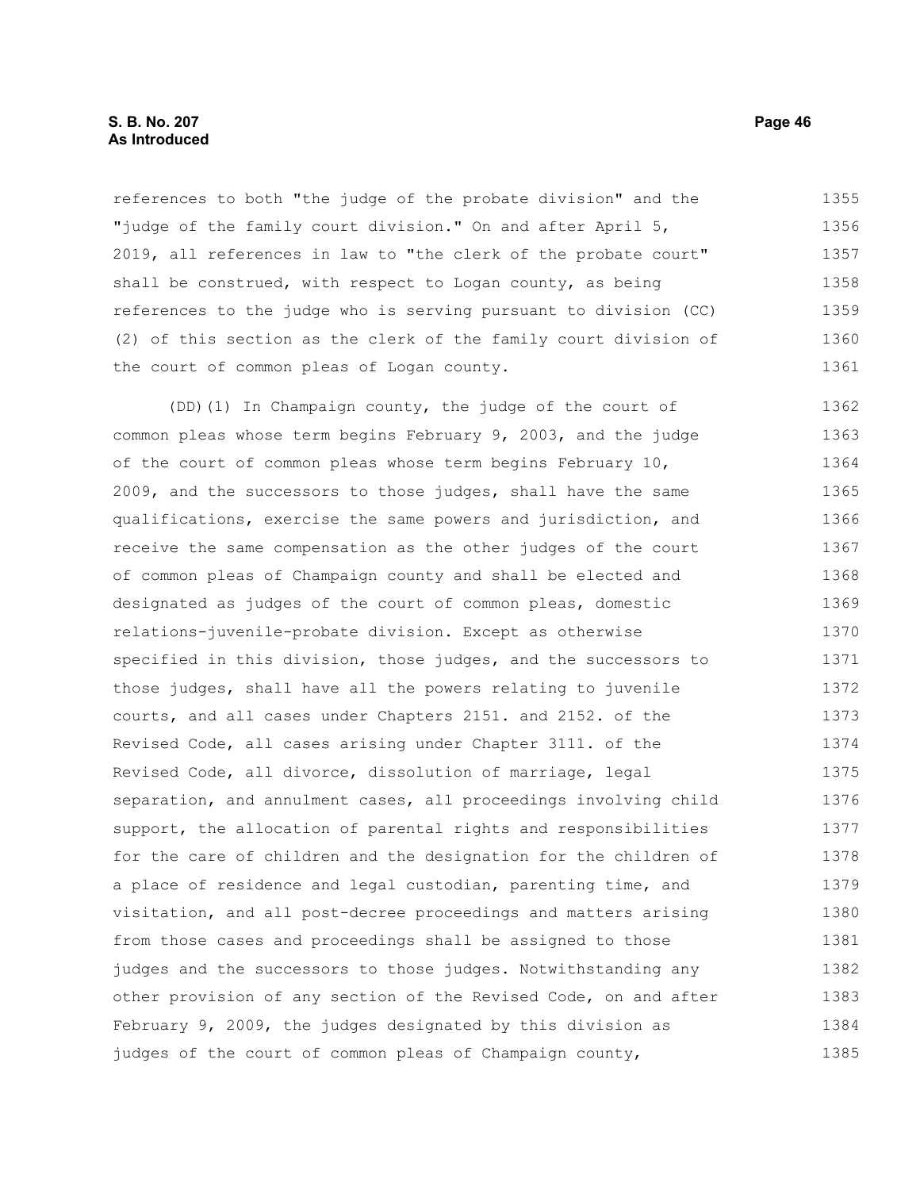references to both "the judge of the probate division" and the "judge of the family court division." On and after April 5, 2019, all references in law to "the clerk of the probate court" shall be construed, with respect to Logan county, as being references to the judge who is serving pursuant to division (CC)(2) of this section as the clerk of the family court division of the court of common pleas of Logan county.

(DD)(1) In Champaign county, the judge of the court of common pleas whose term begins February 9, 2003, and the judge of the court of common pleas whose term begins February 10, 2009, and the successors to those judges, shall have the same qualifications, exercise the same powers and jurisdiction, and receive the same compensation as the other judges of the court of common pleas of Champaign county and shall be elected and designated as judges of the court of common pleas, domestic relations-juvenile-probate division. Except as otherwise specified in this division, those judges, and the successors to those judges, shall have all the powers relating to juvenile courts, and all cases under Chapters 2151. and 2152. of the Revised Code, all cases arising under Chapter 3111. of the Revised Code, all divorce, dissolution of marriage, legal separation, and annulment cases, all proceedings involving child support, the allocation of parental rights and responsibilities for the care of children and the designation for the children of a place of residence and legal custodian, parenting time, and visitation, and all post-decree proceedings and matters arising from those cases and proceedings shall be assigned to those judges and the successors to those judges. Notwithstanding any other provision of any section of the Revised Code, on and after February 9, 2009, the judges designated by this division as judges of the court of common pleas of Champaign county,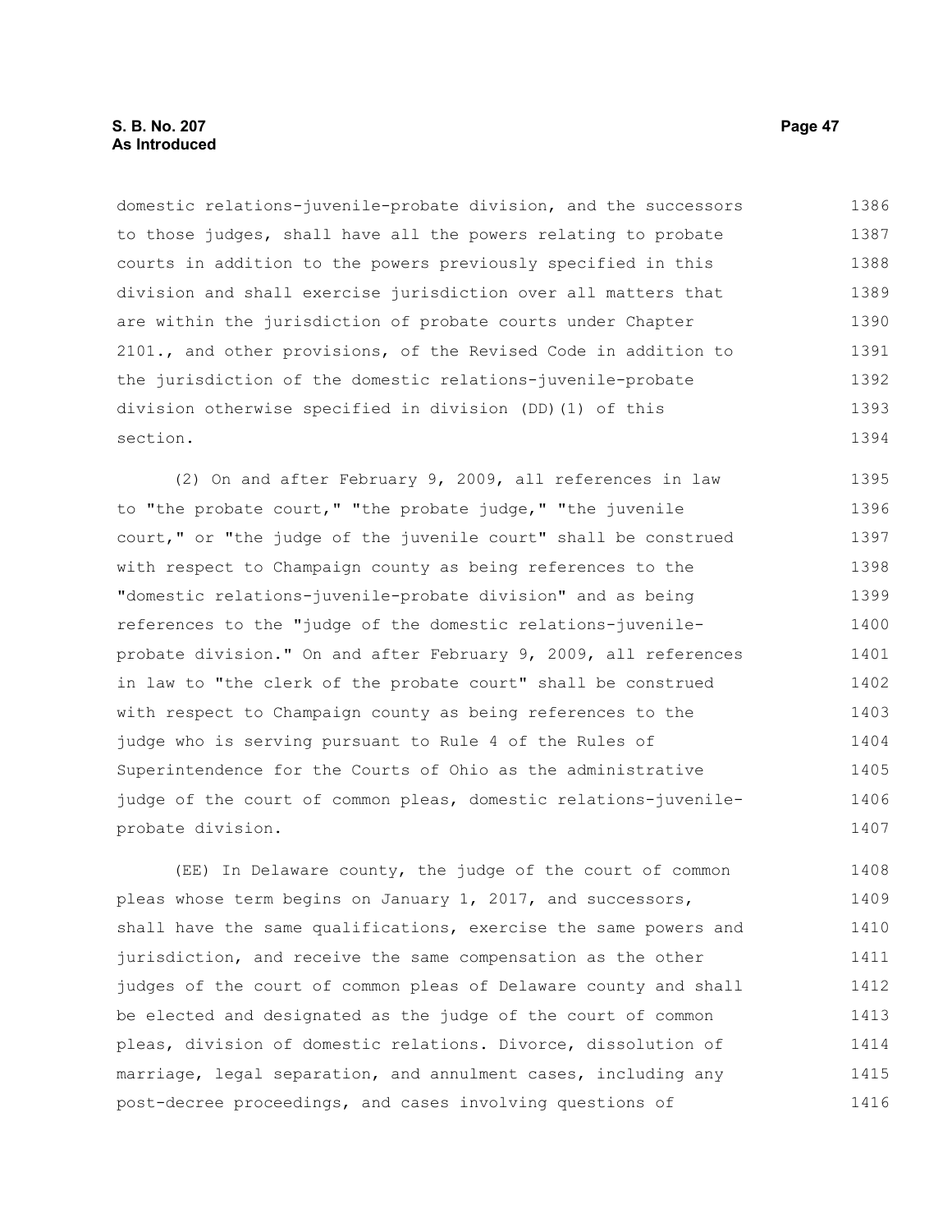domestic relations-juvenile-probate division, and the successors to those judges, shall have all the powers relating to probate courts in addition to the powers previously specified in this division and shall exercise jurisdiction over all matters that are within the jurisdiction of probate courts under Chapter 2101., and other provisions, of the Revised Code in addition to the jurisdiction of the domestic relations-juvenile-probate division otherwise specified in division (DD)(1) of this section.

(2) On and after February 9, 2009, all references in law to "the probate court," "the probate judge," "the juvenile court," or "the judge of the juvenile court" shall be construed with respect to Champaign county as being references to the "domestic relations-juvenile-probate division" and as being references to the "judge of the domestic relations-juvenile-probate division." On and after February 9, 2009, all references in law to "the clerk of the probate court" shall be construed with respect to Champaign county as being references to the judge who is serving pursuant to Rule 4 of the Rules of Superintendence for the Courts of Ohio as the administrative judge of the court of common pleas, domestic relations-juvenile-probate division.

(EE) In Delaware county, the judge of the court of common pleas whose term begins on January 1, 2017, and successors, shall have the same qualifications, exercise the same powers and jurisdiction, and receive the same compensation as the other judges of the court of common pleas of Delaware county and shall be elected and designated as the judge of the court of common pleas, division of domestic relations. Divorce, dissolution of marriage, legal separation, and annulment cases, including any post-decree proceedings, and cases involving questions of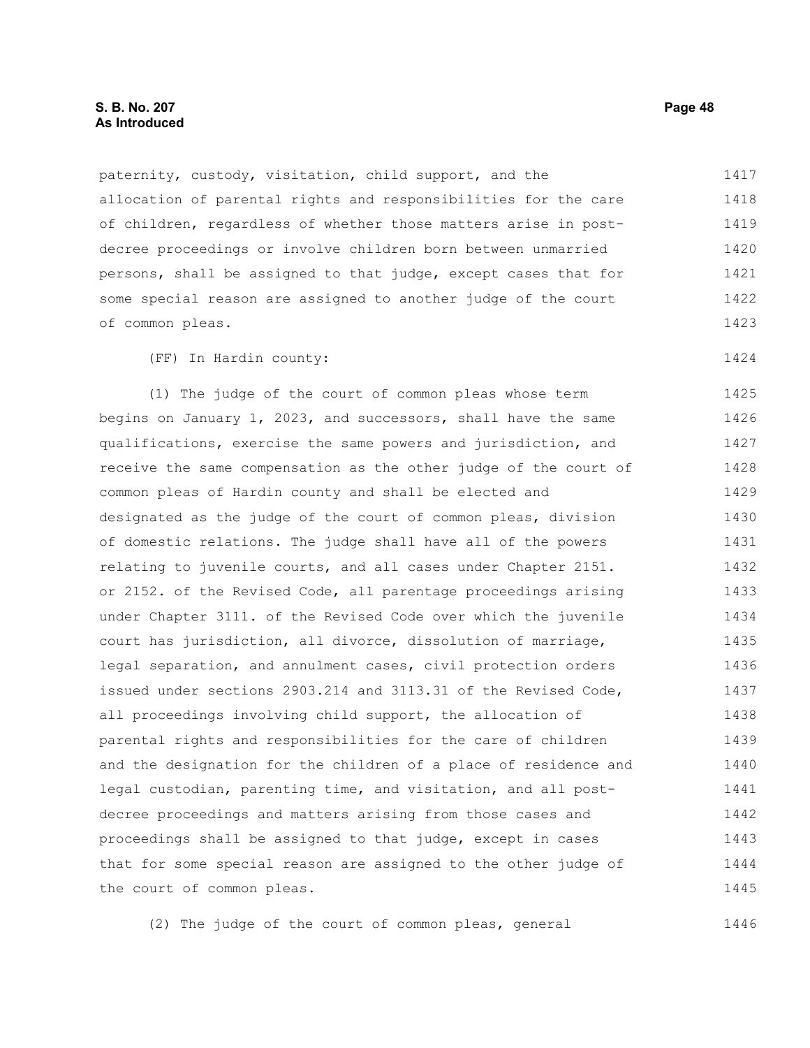paternity, custody, visitation, child support, and the allocation of parental rights and responsibilities for the care of children, regardless of whether those matters arise in post-decree proceedings or involve children born between unmarried persons, shall be assigned to that judge, except cases that for some special reason are assigned to another judge of the court of common pleas.

(FF) In Hardin county:

(1) The judge of the court of common pleas whose term begins on January 1, 2023, and successors, shall have the same qualifications, exercise the same powers and jurisdiction, and receive the same compensation as the other judge of the court of common pleas of Hardin county and shall be elected and designated as the judge of the court of common pleas, division of domestic relations. The judge shall have all of the powers relating to juvenile courts, and all cases under Chapter 2151. or 2152. of the Revised Code, all parentage proceedings arising under Chapter 3111. of the Revised Code over which the juvenile court has jurisdiction, all divorce, dissolution of marriage, legal separation, and annulment cases, civil protection orders issued under sections 2903.214 and 3113.31 of the Revised Code, all proceedings involving child support, the allocation of parental rights and responsibilities for the care of children and the designation for the children of a place of residence and legal custodian, parenting time, and visitation, and all post-decree proceedings and matters arising from those cases and proceedings shall be assigned to that judge, except in cases that for some special reason are assigned to the other judge of the court of common pleas.

(2) The judge of the court of common pleas, general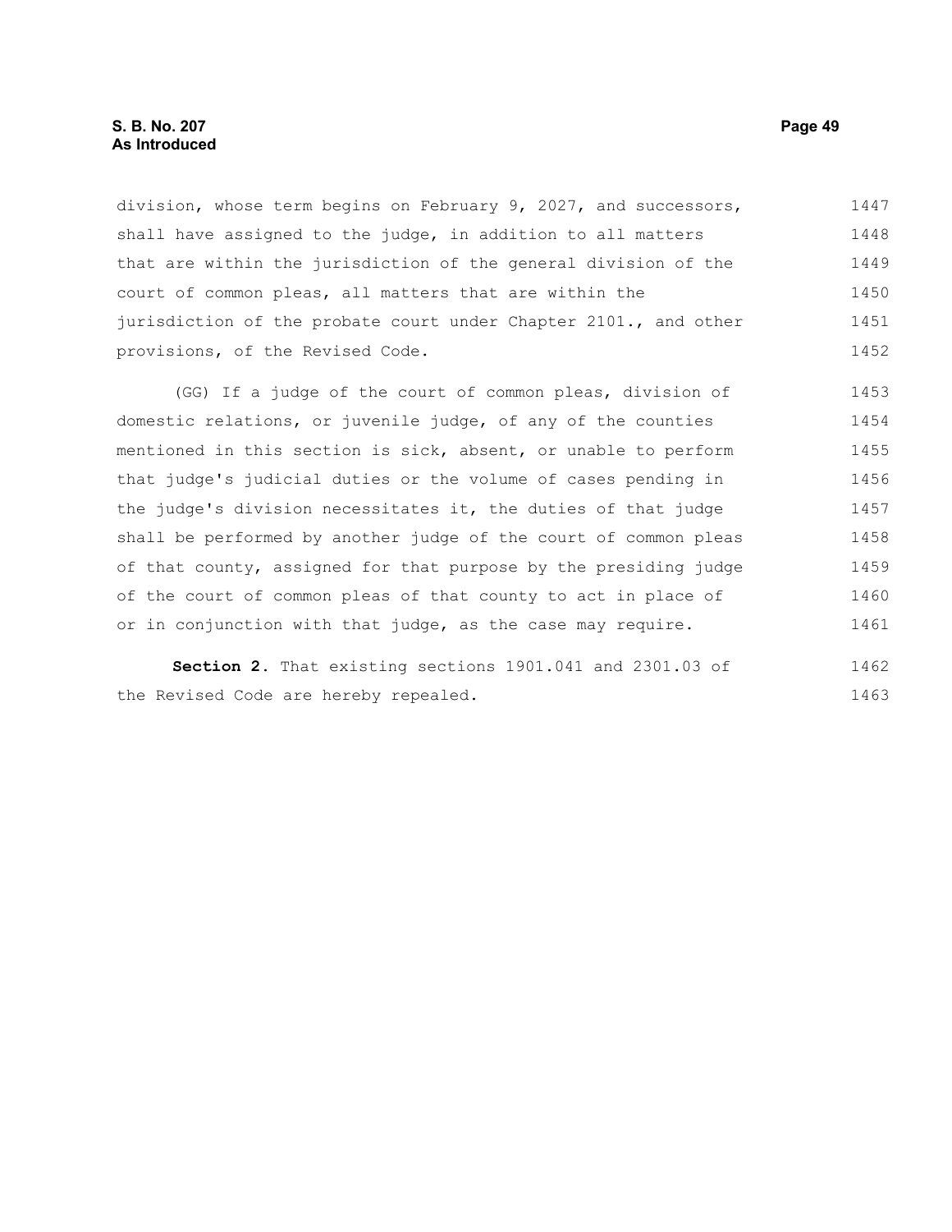division, whose term begins on February 9, 2027, and successors, shall have assigned to the judge, in addition to all matters that are within the jurisdiction of the general division of the court of common pleas, all matters that are within the jurisdiction of the probate court under Chapter 2101., and other provisions, of the Revised Code.

(GG) If a judge of the court of common pleas, division of domestic relations, or juvenile judge, of any of the counties mentioned in this section is sick, absent, or unable to perform that judge's judicial duties or the volume of cases pending in the judge's division necessitates it, the duties of that judge shall be performed by another judge of the court of common pleas of that county, assigned for that purpose by the presiding judge of the court of common pleas of that county to act in place of or in conjunction with that judge, as the case may require.

**Section 2.** That existing sections 1901.041 and 2301.03 of the Revised Code are hereby repealed.